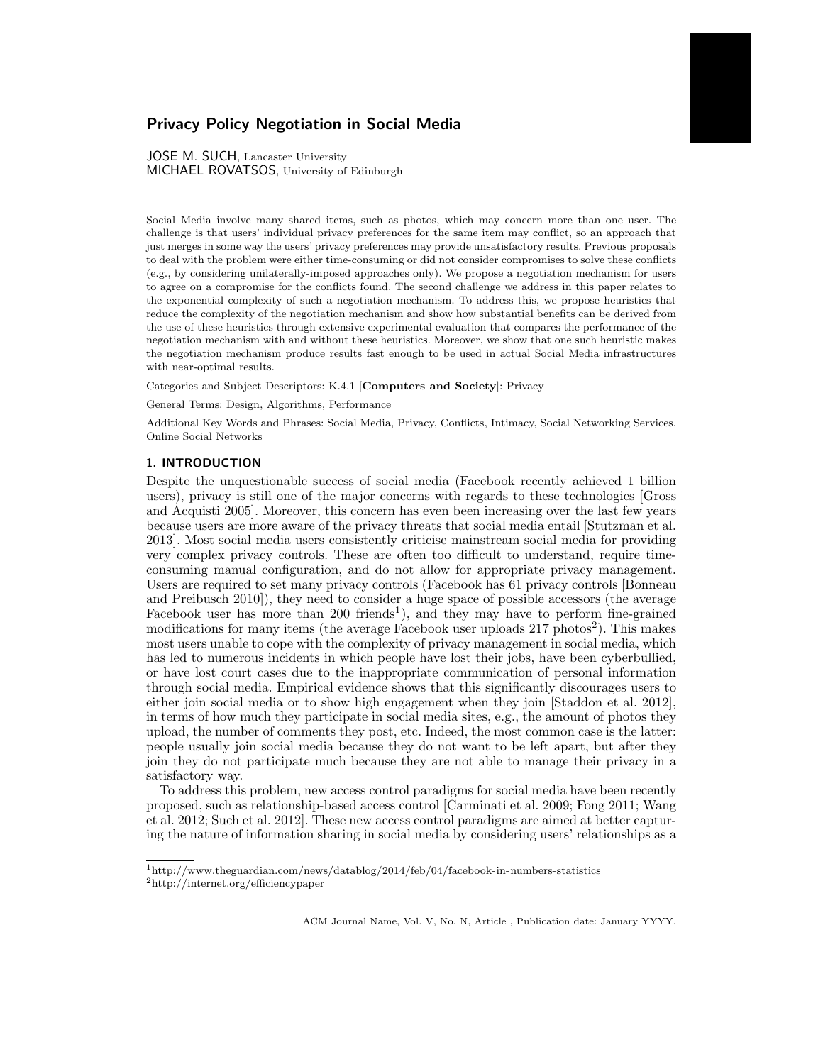# Privacy Policy Negotiation in Social Media

JOSE M. SUCH, Lancaster University
MICHAEL ROVATSOS, University of Edinburgh

Social Media involve many shared items, such as photos, which may concern more than one user. The challenge is that users' individual privacy preferences for the same item may conflict, so an approach that just merges in some way the users' privacy preferences may provide unsatisfactory results. Previous proposals to deal with the problem were either time-consuming or did not consider compromises to solve these conflicts (e.g., by considering unilaterally-imposed approaches only). We propose a negotiation mechanism for users to agree on a compromise for the conflicts found. The second challenge we address in this paper relates to the exponential complexity of such a negotiation mechanism. To address this, we propose heuristics that reduce the complexity of the negotiation mechanism and show how substantial benefits can be derived from the use of these heuristics through extensive experimental evaluation that compares the performance of the negotiation mechanism with and without these heuristics. Moreover, we show that one such heuristic makes the negotiation mechanism produce results fast enough to be used in actual Social Media infrastructures with near-optimal results.

Categories and Subject Descriptors: K.4.1 [**Computers and Society**]: Privacy

General Terms: Design, Algorithms, Performance

Additional Key Words and Phrases: Social Media, Privacy, Conflicts, Intimacy, Social Networking Services, Online Social Networks

## 1. INTRODUCTION

Despite the unquestionable success of social media (Facebook recently achieved 1 billion users), privacy is still one of the major concerns with regards to these technologies [Gross and Acquisti 2005]. Moreover, this concern has even been increasing over the last few years because users are more aware of the privacy threats that social media entail [Stutzman et al. 2013]. Most social media users consistently criticise mainstream social media for providing very complex privacy controls. These are often too difficult to understand, require time-consuming manual configuration, and do not allow for appropriate privacy management. Users are required to set many privacy controls (Facebook has 61 privacy controls [Bonneau and Preibusch 2010]), they need to consider a huge space of possible accessors (the average Facebook user has more than 200 friends[1]), and they may have to perform fine-grained modifications for many items (the average Facebook user uploads 217 photos[2]). This makes most users unable to cope with the complexity of privacy management in social media, which has led to numerous incidents in which people have lost their jobs, have been cyberbullied, or have lost court cases due to the inappropriate communication of personal information through social media. Empirical evidence shows that this significantly discourages users to either join social media or to show high engagement when they join [Staddon et al. 2012], in terms of how much they participate in social media sites, e.g., the amount of photos they upload, the number of comments they post, etc. Indeed, the most common case is the latter: people usually join social media because they do not want to be left apart, but after they join they do not participate much because they are not able to manage their privacy in a satisfactory way.

To address this problem, new access control paradigms for social media have been recently proposed, such as relationship-based access control [Carminati et al. 2009; Fong 2011; Wang et al. 2012; Such et al. 2012]. These new access control paradigms are aimed at better capturing the nature of information sharing in social media by considering users' relationships as a

[1] http://www.theguardian.com/news/datablog/2014/feb/04/facebook-in-numbers-statistics
[2] http://internet.org/efficiencypaper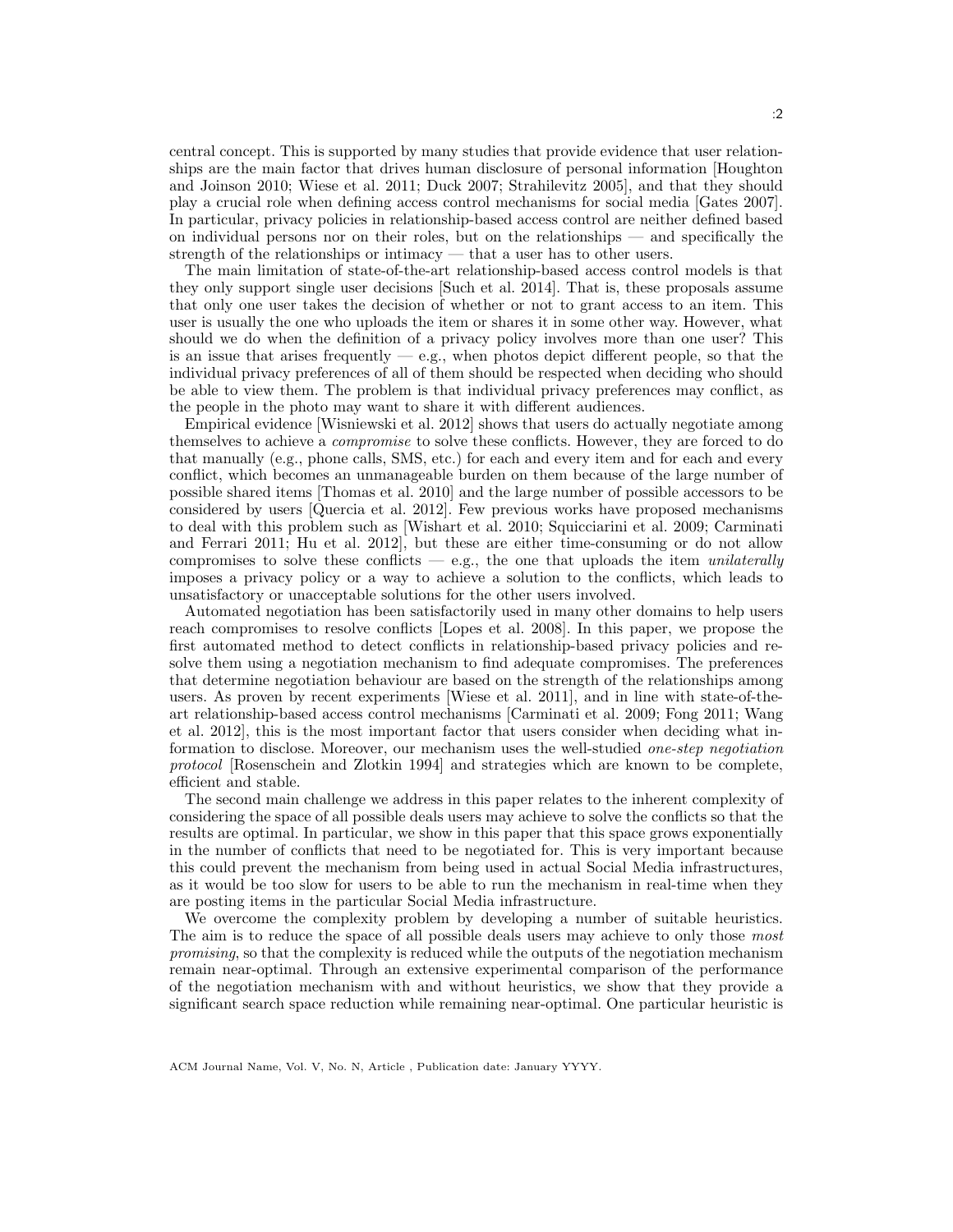central concept. This is supported by many studies that provide evidence that user relationships are the main factor that drives human disclosure of personal information [Houghton and Joinson 2010; Wiese et al. 2011; Duck 2007; Strahilevitz 2005], and that they should play a crucial role when defining access control mechanisms for social media [Gates 2007]. In particular, privacy policies in relationship-based access control are neither defined based on individual persons nor on their roles, but on the relationships — and specifically the strength of the relationships or intimacy — that a user has to other users.

The main limitation of state-of-the-art relationship-based access control models is that they only support single user decisions [Such et al. 2014]. That is, these proposals assume that only one user takes the decision of whether or not to grant access to an item. This user is usually the one who uploads the item or shares it in some other way. However, what should we do when the definition of a privacy policy involves more than one user? This is an issue that arises frequently — e.g., when photos depict different people, so that the individual privacy preferences of all of them should be respected when deciding who should be able to view them. The problem is that individual privacy preferences may conflict, as the people in the photo may want to share it with different audiences.

Empirical evidence [Wisniewski et al. 2012] shows that users do actually negotiate among themselves to achieve a *compromise* to solve these conflicts. However, they are forced to do that manually (e.g., phone calls, SMS, etc.) for each and every item and for each and every conflict, which becomes an unmanageable burden on them because of the large number of possible shared items [Thomas et al. 2010] and the large number of possible accessors to be considered by users [Quercia et al. 2012]. Few previous works have proposed mechanisms to deal with this problem such as [Wishart et al. 2010; Squicciarini et al. 2009; Carminati and Ferrari 2011; Hu et al. 2012], but these are either time-consuming or do not allow compromises to solve these conflicts — e.g., the one that uploads the item *unilaterally* imposes a privacy policy or a way to achieve a solution to the conflicts, which leads to unsatisfactory or unacceptable solutions for the other users involved.

Automated negotiation has been satisfactorily used in many other domains to help users reach compromises to resolve conflicts [Lopes et al. 2008]. In this paper, we propose the first automated method to detect conflicts in relationship-based privacy policies and resolve them using a negotiation mechanism to find adequate compromises. The preferences that determine negotiation behaviour are based on the strength of the relationships among users. As proven by recent experiments [Wiese et al. 2011], and in line with state-of-the-art relationship-based access control mechanisms [Carminati et al. 2009; Fong 2011; Wang et al. 2012], this is the most important factor that users consider when deciding what information to disclose. Moreover, our mechanism uses the well-studied *one-step negotiation protocol* [Rosenschein and Zlotkin 1994] and strategies which are known to be complete, efficient and stable.

The second main challenge we address in this paper relates to the inherent complexity of considering the space of all possible deals users may achieve to solve the conflicts so that the results are optimal. In particular, we show in this paper that this space grows exponentially in the number of conflicts that need to be negotiated for. This is very important because this could prevent the mechanism from being used in actual Social Media infrastructures, as it would be too slow for users to be able to run the mechanism in real-time when they are posting items in the particular Social Media infrastructure.

We overcome the complexity problem by developing a number of suitable heuristics. The aim is to reduce the space of all possible deals users may achieve to only those *most promising*, so that the complexity is reduced while the outputs of the negotiation mechanism remain near-optimal. Through an extensive experimental comparison of the performance of the negotiation mechanism with and without heuristics, we show that they provide a significant search space reduction while remaining near-optimal. One particular heuristic is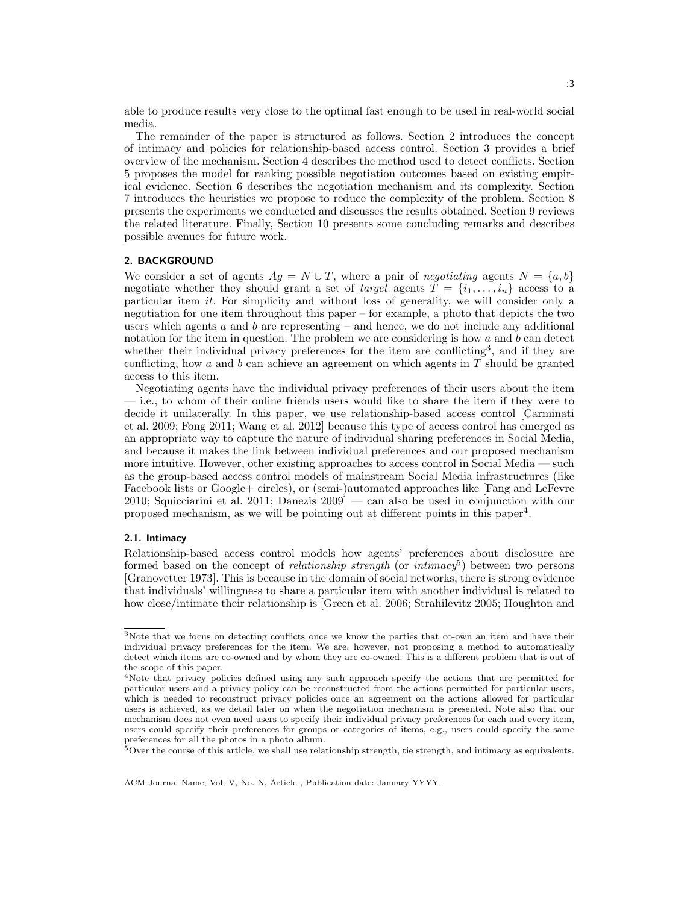able to produce results very close to the optimal fast enough to be used in real-world social media.

The remainder of the paper is structured as follows. Section 2 introduces the concept of intimacy and policies for relationship-based access control. Section 3 provides a brief overview of the mechanism. Section 4 describes the method used to detect conflicts. Section 5 proposes the model for ranking possible negotiation outcomes based on existing empirical evidence. Section 6 describes the negotiation mechanism and its complexity. Section 7 introduces the heuristics we propose to reduce the complexity of the problem. Section 8 presents the experiments we conducted and discusses the results obtained. Section 9 reviews the related literature. Finally, Section 10 presents some concluding remarks and describes possible avenues for future work.

## 2. BACKGROUND

We consider a set of agents $Ag = N \cup T$, where a pair of *negotiating* agents $N = \{a, b\}$ negotiate whether they should grant a set of *target* agents $T = \{i_1, \ldots, i_n\}$ access to a particular item *it*. For simplicity and without loss of generality, we will consider only a negotiation for one item throughout this paper – for example, a photo that depicts the two users which agents $a$ and $b$ are representing – and hence, we do not include any additional notation for the item in question. The problem we are considering is how $a$ and $b$ can detect whether their individual privacy preferences for the item are conflicting[3], and if they are conflicting, how $a$ and $b$ can achieve an agreement on which agents in $T$ should be granted access to this item.

Negotiating agents have the individual privacy preferences of their users about the item — i.e., to whom of their online friends users would like to share the item if they were to decide it unilaterally. In this paper, we use relationship-based access control [Carminati et al. 2009; Fong 2011; Wang et al. 2012] because this type of access control has emerged as an appropriate way to capture the nature of individual sharing preferences in Social Media, and because it makes the link between individual preferences and our proposed mechanism more intuitive. However, other existing approaches to access control in Social Media — such as the group-based access control models of mainstream Social Media infrastructures (like Facebook lists or Google+ circles), or (semi-)automated approaches like [Fang and LeFevre 2010; Squicciarini et al. 2011; Danezis 2009] — can also be used in conjunction with our proposed mechanism, as we will be pointing out at different points in this paper[4].

### 2.1. Intimacy

Relationship-based access control models how agents' preferences about disclosure are formed based on the concept of *relationship strength* (or *intimacy*[5]) between two persons [Granovetter 1973]. This is because in the domain of social networks, there is strong evidence that individuals' willingness to share a particular item with another individual is related to how close/intimate their relationship is [Green et al. 2006; Strahilevitz 2005; Houghton and

---

[3] Note that we focus on detecting conflicts once we know the parties that co-own an item and have their individual privacy preferences for the item. We are, however, not proposing a method to automatically detect which items are co-owned and by whom they are co-owned. This is a different problem that is out of the scope of this paper.

[4] Note that privacy policies defined using any such approach specify the actions that are permitted for particular users and a privacy policy can be reconstructed from the actions permitted for particular users, which is needed to reconstruct privacy policies once an agreement on the actions allowed for particular users is achieved, as we detail later on when the negotiation mechanism is presented. Note also that our mechanism does not even need users to specify their individual privacy preferences for each and every item, users could specify their preferences for groups or categories of items, e.g., users could specify the same preferences for all the photos in a photo album.

[5] Over the course of this article, we shall use relationship strength, tie strength, and intimacy as equivalents.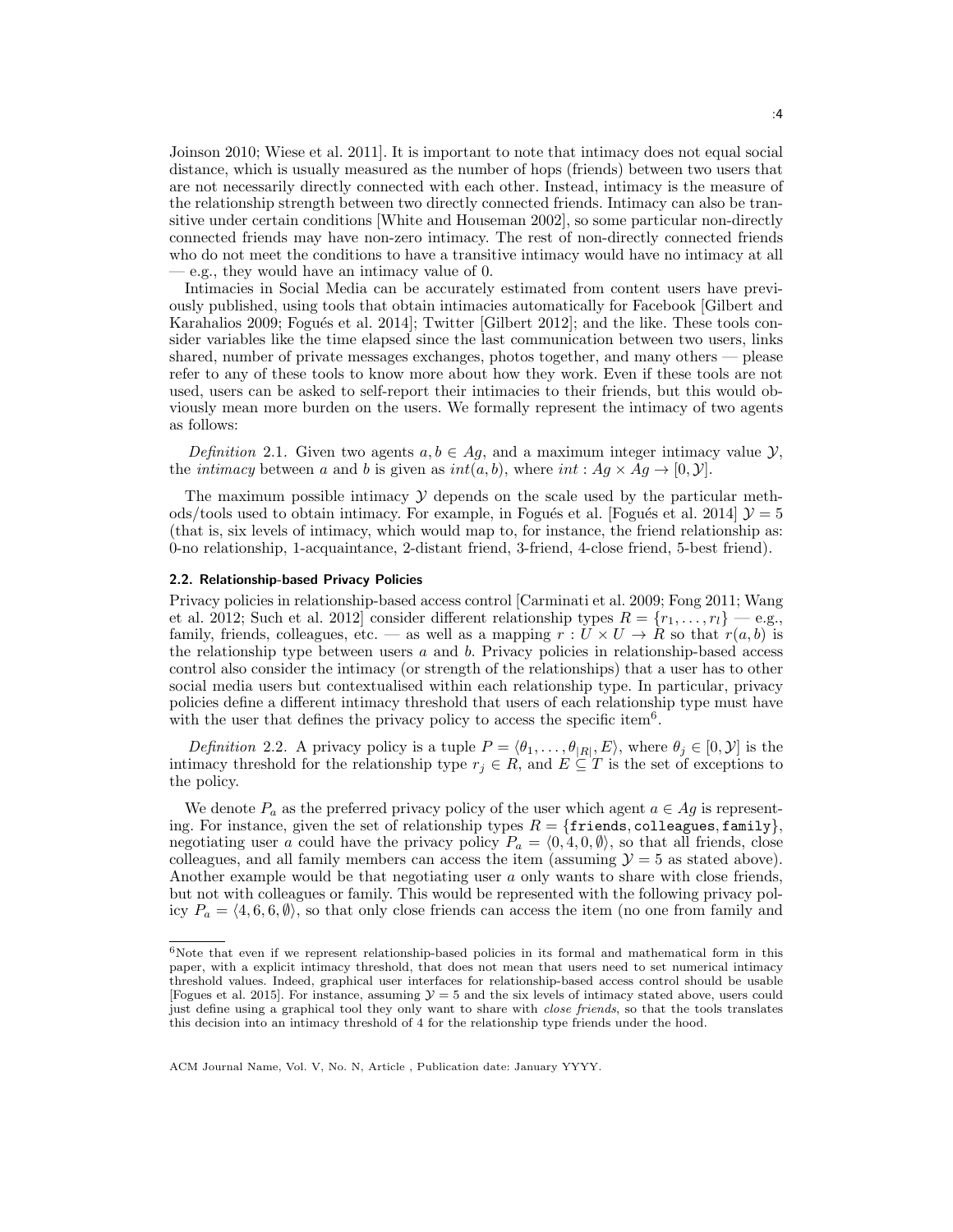Joinson 2010; Wiese et al. 2011]. It is important to note that intimacy does not equal social distance, which is usually measured as the number of hops (friends) between two users that are not necessarily directly connected with each other. Instead, intimacy is the measure of the relationship strength between two directly connected friends. Intimacy can also be transitive under certain conditions [White and Houseman 2002], so some particular non-directly connected friends may have non-zero intimacy. The rest of non-directly connected friends who do not meet the conditions to have a transitive intimacy would have no intimacy at all — e.g., they would have an intimacy value of 0.

Intimacies in Social Media can be accurately estimated from content users have previously published, using tools that obtain intimacies automatically for Facebook [Gilbert and Karahalios 2009; Fogués et al. 2014]; Twitter [Gilbert 2012]; and the like. These tools consider variables like the time elapsed since the last communication between two users, links shared, number of private messages exchanges, photos together, and many others — please refer to any of these tools to know more about how they work. Even if these tools are not used, users can be asked to self-report their intimacies to their friends, but this would obviously mean more burden on the users. We formally represent the intimacy of two agents as follows:

*Definition* 2.1. Given two agents $a, b \in Ag$, and a maximum integer intimacy value $\mathcal{Y}$, the *intimacy* between $a$ and $b$ is given as $int(a, b)$, where $int : Ag \times Ag \rightarrow [0, \mathcal{Y}]$.

The maximum possible intimacy $\mathcal{Y}$ depends on the scale used by the particular methods/tools used to obtain intimacy. For example, in Fogués et al. [Fogués et al. 2014] $\mathcal{Y} = 5$ (that is, six levels of intimacy, which would map to, for instance, the friend relationship as: 0-no relationship, 1-acquaintance, 2-distant friend, 3-friend, 4-close friend, 5-best friend).

### 2.2. Relationship-based Privacy Policies

Privacy policies in relationship-based access control [Carminati et al. 2009; Fong 2011; Wang et al. 2012; Such et al. 2012] consider different relationship types $R = \{r_1, \ldots, r_l\}$ — e.g., family, friends, colleagues, etc. — as well as a mapping $r : U \times U \rightarrow R$ so that $r(a, b)$ is the relationship type between users $a$ and $b$. Privacy policies in relationship-based access control also consider the intimacy (or strength of the relationships) that a user has to other social media users but contextualised within each relationship type. In particular, privacy policies define a different intimacy threshold that users of each relationship type must have with the user that defines the privacy policy to access the specific item[6].

*Definition* 2.2. A privacy policy is a tuple $P = \langle \theta_1, \ldots, \theta_{|R|}, E \rangle$, where $\theta_j \in [0, \mathcal{Y}]$ is the intimacy threshold for the relationship type $r_j \in R$, and $E \subseteq T$ is the set of exceptions to the policy.

We denote $P_a$ as the preferred privacy policy of the user which agent $a \in Ag$ is representing. For instance, given the set of relationship types $R = \{\texttt{friends}, \texttt{colleagues}, \texttt{family}\}$, negotiating user $a$ could have the privacy policy $P_a = \langle 0, 4, 0, \emptyset \rangle$, so that all friends, close colleagues, and all family members can access the item (assuming $\mathcal{Y} = 5$ as stated above). Another example would be that negotiating user $a$ only wants to share with close friends, but not with colleagues or family. This would be represented with the following privacy policy $P_a = \langle 4, 6, 6, \emptyset \rangle$, so that only close friends can access the item (no one from family and

[6]Note that even if we represent relationship-based policies in its formal and mathematical form in this paper, with a explicit intimacy threshold, that does not mean that users need to set numerical intimacy threshold values. Indeed, graphical user interfaces for relationship-based access control should be usable [Fogues et al. 2015]. For instance, assuming $\mathcal{Y} = 5$ and the six levels of intimacy stated above, users could just define using a graphical tool they only want to share with *close friends*, so that the tools translates this decision into an intimacy threshold of 4 for the relationship type friends under the hood.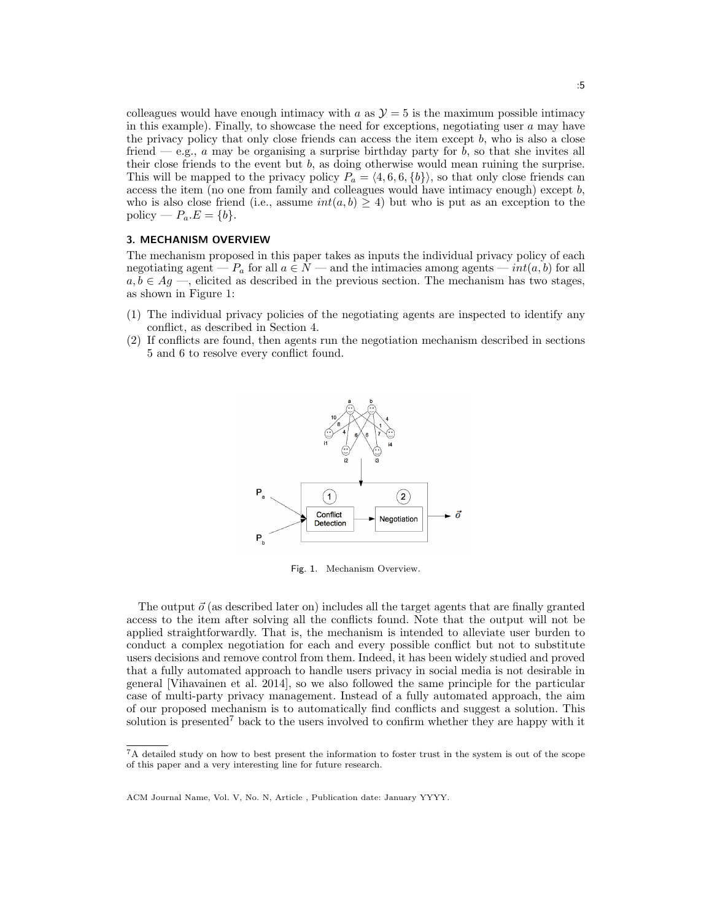colleagues would have enough intimacy with $a$ as $\mathcal{Y} = 5$ is the maximum possible intimacy in this example). Finally, to showcase the need for exceptions, negotiating user $a$ may have the privacy policy that only close friends can access the item except $b$, who is also a close friend — e.g., $a$ may be organising a surprise birthday party for $b$, so that she invites all their close friends to the event but $b$, as doing otherwise would mean ruining the surprise. This will be mapped to the privacy policy $P_a = \langle 4, 6, 6, \{b\} \rangle$, so that only close friends can access the item (no one from family and colleagues would have intimacy enough) except $b$, who is also close friend (i.e., assume $int(a, b) \geq 4$) but who is put as an exception to the policy — $P_a.E = \{b\}$.

## 3. MECHANISM OVERVIEW

The mechanism proposed in this paper takes as inputs the individual privacy policy of each negotiating agent — $P_a$ for all $a \in N$ — and the intimacies among agents — $int(a, b)$ for all $a, b \in Ag$ —, elicited as described in the previous section. The mechanism has two stages, as shown in Figure 1:

(1) The individual privacy policies of the negotiating agents are inspected to identify any conflict, as described in Section 4.
(2) If conflicts are found, then agents run the negotiation mechanism described in sections 5 and 6 to resolve every conflict found.

Fig. 1. Mechanism Overview.

The output $\vec{o}$ (as described later on) includes all the target agents that are finally granted access to the item after solving all the conflicts found. Note that the output will not be applied straightforwardly. That is, the mechanism is intended to alleviate user burden to conduct a complex negotiation for each and every possible conflict but not to substitute users decisions and remove control from them. Indeed, it has been widely studied and proved that a fully automated approach to handle users privacy in social media is not desirable in general [Vihavainen et al. 2014], so we also followed the same principle for the particular case of multi-party privacy management. Instead of a fully automated approach, the aim of our proposed mechanism is to automatically find conflicts and suggest a solution. This solution is presented[7] back to the users involved to confirm whether they are happy with it

[7] A detailed study on how to best present the information to foster trust in the system is out of the scope of this paper and a very interesting line for future research.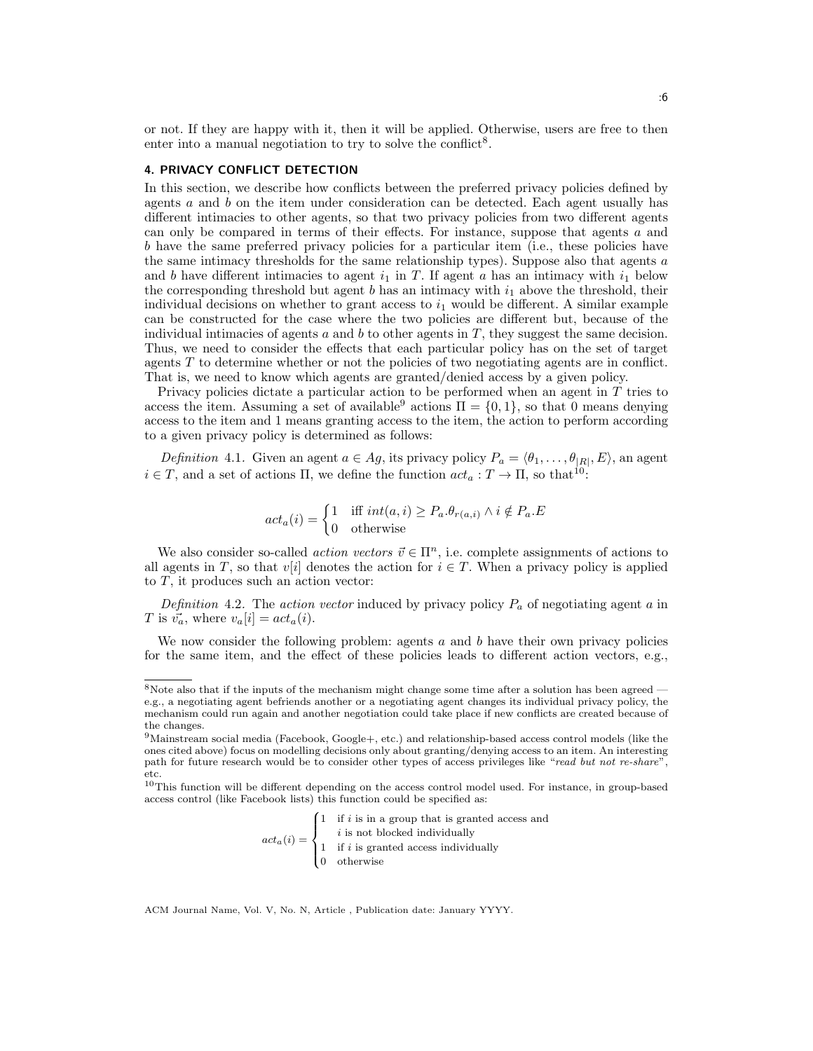or not. If they are happy with it, then it will be applied. Otherwise, users are free to then enter into a manual negotiation to try to solve the conflict[8].

## 4. PRIVACY CONFLICT DETECTION

In this section, we describe how conflicts between the preferred privacy policies defined by agents $a$ and $b$ on the item under consideration can be detected. Each agent usually has different intimacies to other agents, so that two privacy policies from two different agents can only be compared in terms of their effects. For instance, suppose that agents $a$ and $b$ have the same preferred privacy policies for a particular item (i.e., these policies have the same intimacy thresholds for the same relationship types). Suppose also that agents $a$ and $b$ have different intimacies to agent $i_1$ in $T$. If agent $a$ has an intimacy with $i_1$ below the corresponding threshold but agent $b$ has an intimacy with $i_1$ above the threshold, their individual decisions on whether to grant access to $i_1$ would be different. A similar example can be constructed for the case where the two policies are different but, because of the individual intimacies of agents $a$ and $b$ to other agents in $T$, they suggest the same decision. Thus, we need to consider the effects that each particular policy has on the set of target agents $T$ to determine whether or not the policies of two negotiating agents are in conflict. That is, we need to know which agents are granted/denied access by a given policy.

Privacy policies dictate a particular action to be performed when an agent in $T$ tries to access the item. Assuming a set of available[9] actions $\Pi = \{0, 1\}$, so that 0 means denying access to the item and 1 means granting access to the item, the action to perform according to a given privacy policy is determined as follows:

*Definition* 4.1. Given an agent $a \in Ag$, its privacy policy $P_a = \langle \theta_1, \ldots, \theta_{|R|}, E \rangle$, an agent $i \in T$, and a set of actions $\Pi$, we define the function $act_a : T \rightarrow \Pi$, so that[10]:

$$act_a(i) = \begin{cases} 1 & \text{iff } int(a,i) \geq P_a.\theta_{r(a,i)} \wedge i \notin P_a.E \\ 0 & \text{otherwise} \end{cases}$$

We also consider so-called *action vectors* $\vec{v} \in \Pi^n$, i.e. complete assignments of actions to all agents in $T$, so that $v[i]$ denotes the action for $i \in T$. When a privacy policy is applied to $T$, it produces such an action vector:

*Definition* 4.2. The *action vector* induced by privacy policy $P_a$ of negotiating agent $a$ in $T$ is $\vec{v_a}$, where $v_a[i] = act_a(i)$.

We now consider the following problem: agents $a$ and $b$ have their own privacy policies for the same item, and the effect of these policies leads to different action vectors, e.g.,

---

[8]Note also that if the inputs of the mechanism might change some time after a solution has been agreed — e.g., a negotiating agent befriends another or a negotiating agent changes its individual privacy policy, the mechanism could run again and another negotiation could take place if new conflicts are created because of the changes.

[9]Mainstream social media (Facebook, Google+, etc.) and relationship-based access control models (like the ones cited above) focus on modelling decisions only about granting/denying access to an item. An interesting path for future research would be to consider other types of access privileges like "*read but not re-share*", etc.

[10]This function will be different depending on the access control model used. For instance, in group-based access control (like Facebook lists) this function could be specified as:

$$act_a(i) = \begin{cases} 1 & \text{if } i \text{ is in a group that is granted access and} \\ & i \text{ is not blocked individually} \\ 1 & \text{if } i \text{ is granted access individually} \\ 0 & \text{otherwise} \end{cases}$$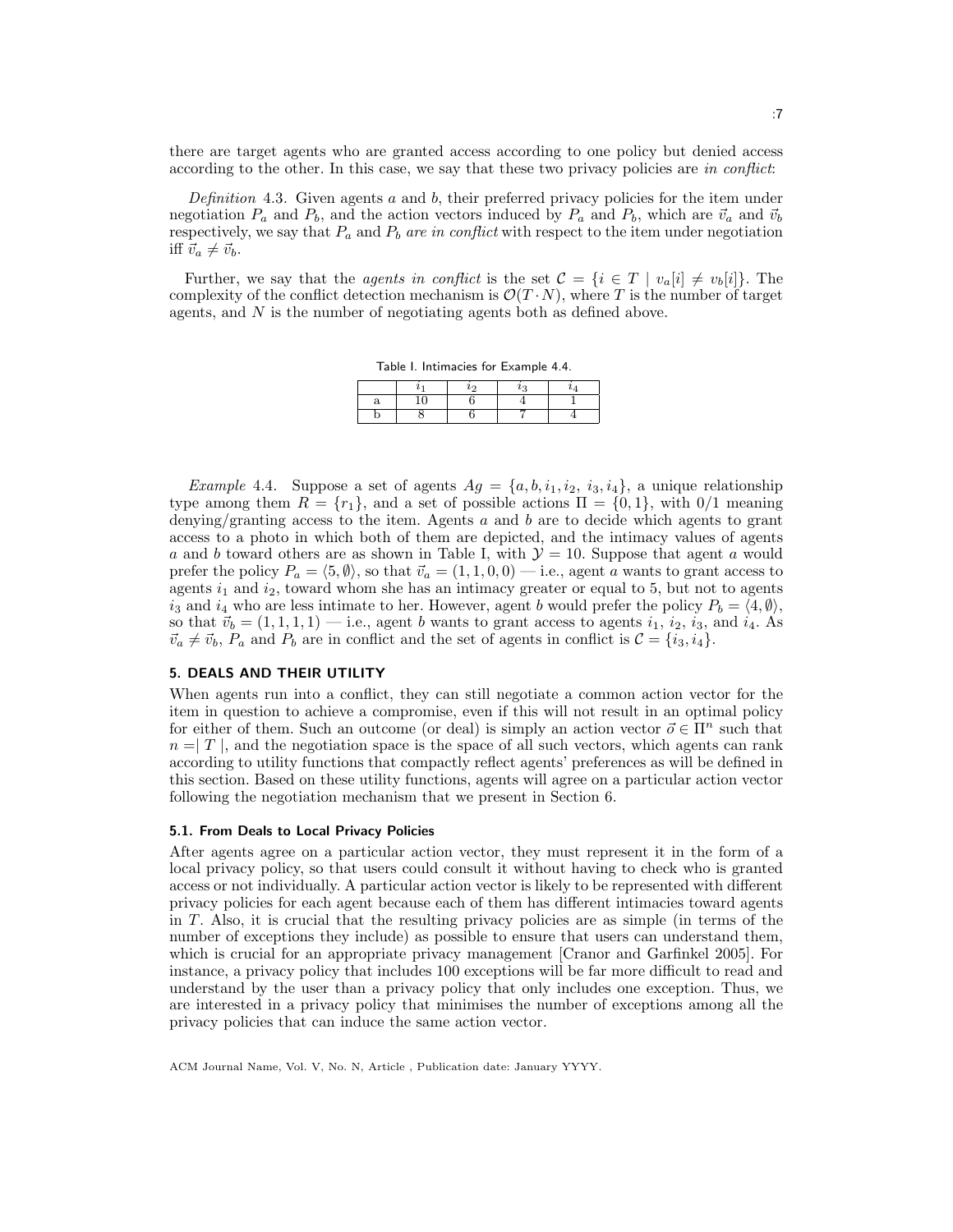there are target agents who are granted access according to one policy but denied access according to the other. In this case, we say that these two privacy policies are *in conflict*:

*Definition* 4.3. Given agents $a$ and $b$, their preferred privacy policies for the item under negotiation $P_a$ and $P_b$, and the action vectors induced by $P_a$ and $P_b$, which are $\vec{v}_a$ and $\vec{v}_b$ respectively, we say that $P_a$ and $P_b$ *are in conflict* with respect to the item under negotiation iff $\vec{v}_a \neq \vec{v}_b$.

Further, we say that the *agents in conflict* is the set $\mathcal{C} = \{i \in T \mid v_a[i] \neq v_b[i]\}$. The complexity of the conflict detection mechanism is $\mathcal{O}(T \cdot N)$, where $T$ is the number of target agents, and $N$ is the number of negotiating agents both as defined above.

Table I. Intimacies for Example 4.4.

| | $i_1$ | $i_2$ | $i_3$ | $i_4$ |
|---|---|---|---|---|
| a | 10 | 6 | 4 | 1 |
| b | 8 | 6 | 7 | 4 |

*Example* 4.4. Suppose a set of agents $Ag = \{a, b, i_1, i_2, i_3, i_4\}$, a unique relationship type among them $R = \{r_1\}$, and a set of possible actions $\Pi = \{0, 1\}$, with 0/1 meaning denying/granting access to the item. Agents $a$ and $b$ are to decide which agents to grant access to a photo in which both of them are depicted, and the intimacy values of agents $a$ and $b$ toward others are as shown in Table I, with $\mathcal{Y} = 10$. Suppose that agent $a$ would prefer the policy $P_a = \langle 5, \emptyset \rangle$, so that $\vec{v}_a = (1, 1, 0, 0)$ — i.e., agent $a$ wants to grant access to agents $i_1$ and $i_2$, toward whom she has an intimacy greater or equal to 5, but not to agents $i_3$ and $i_4$ who are less intimate to her. However, agent $b$ would prefer the policy $P_b = \langle 4, \emptyset \rangle$, so that $\vec{v}_b = (1, 1, 1, 1)$ — i.e., agent $b$ wants to grant access to agents $i_1$, $i_2$, $i_3$, and $i_4$. As $\vec{v}_a \neq \vec{v}_b$, $P_a$ and $P_b$ are in conflict and the set of agents in conflict is $\mathcal{C} = \{i_3, i_4\}$.

## 5. DEALS AND THEIR UTILITY

When agents run into a conflict, they can still negotiate a common action vector for the item in question to achieve a compromise, even if this will not result in an optimal policy for either of them. Such an outcome (or deal) is simply an action vector $\vec{o} \in \Pi^n$ such that $n = \mid T \mid$, and the negotiation space is the space of all such vectors, which agents can rank according to utility functions that compactly reflect agents' preferences as will be defined in this section. Based on these utility functions, agents will agree on a particular action vector following the negotiation mechanism that we present in Section 6.

### 5.1. From Deals to Local Privacy Policies

After agents agree on a particular action vector, they must represent it in the form of a local privacy policy, so that users could consult it without having to check who is granted access or not individually. A particular action vector is likely to be represented with different privacy policies for each agent because each of them has different intimacies toward agents in $T$. Also, it is crucial that the resulting privacy policies are as simple (in terms of the number of exceptions they include) as possible to ensure that users can understand them, which is crucial for an appropriate privacy management [Cranor and Garfinkel 2005]. For instance, a privacy policy that includes 100 exceptions will be far more difficult to read and understand by the user than a privacy policy that only includes one exception. Thus, we are interested in a privacy policy that minimises the number of exceptions among all the privacy policies that can induce the same action vector.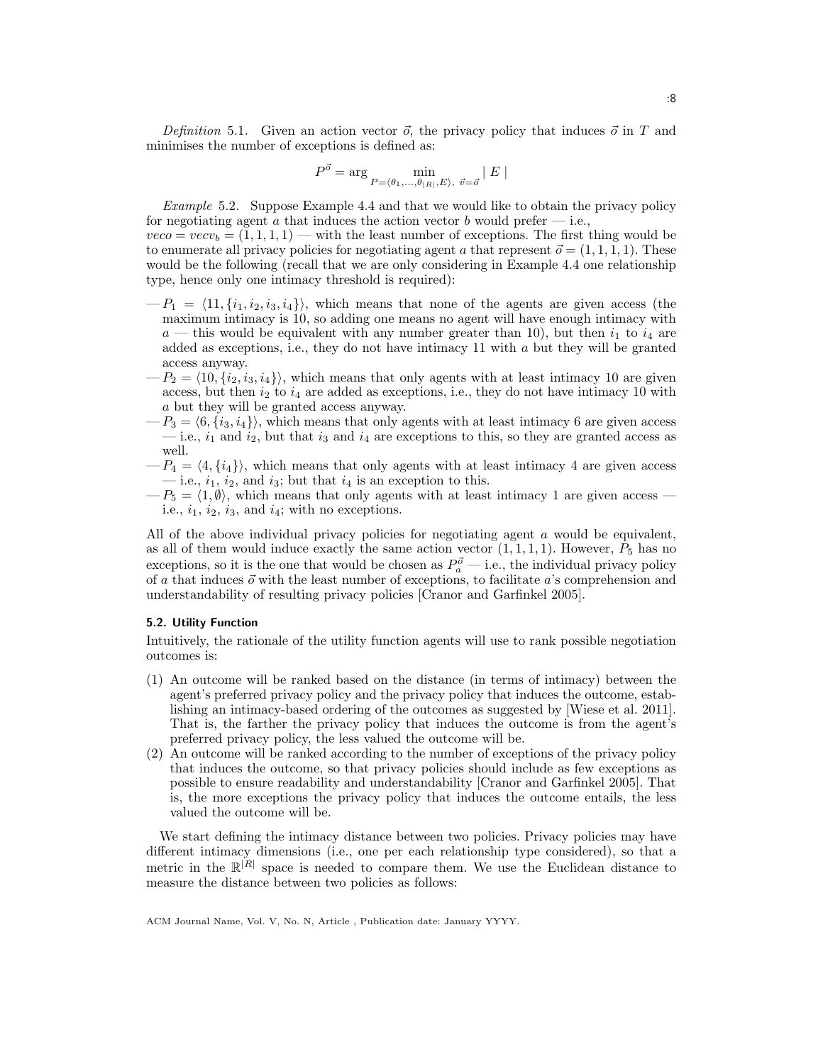*Definition* 5.1. Given an action vector $\vec{o}$, the privacy policy that induces $\vec{o}$ in $T$ and minimises the number of exceptions is defined as:

$$P^{\vec{o}} = \arg \min_{P=\langle \theta_1,\ldots,\theta_{|R|},E\rangle,\ \vec{v}=\vec{o}} |\ E\ |$$

*Example* 5.2. Suppose Example 4.4 and that we would like to obtain the privacy policy for negotiating agent $a$ that induces the action vector $b$ would prefer — i.e., $veco = vecv_b = (1, 1, 1, 1)$ — with the least number of exceptions. The first thing would be to enumerate all privacy policies for negotiating agent $a$ that represent $\vec{o} = (1, 1, 1, 1)$. These would be the following (recall that we are only considering in Example 4.4 one relationship type, hence only one intimacy threshold is required):

— $P_1 = \langle 11, \{i_1, i_2, i_3, i_4\}\rangle$, which means that none of the agents are given access (the maximum intimacy is 10, so adding one means no agent will have enough intimacy with $a$ — this would be equivalent with any number greater than 10), but then $i_1$ to $i_4$ are added as exceptions, i.e., they do not have intimacy 11 with $a$ but they will be granted access anyway.

— $P_2 = \langle 10, \{i_2, i_3, i_4\}\rangle$, which means that only agents with at least intimacy 10 are given access, but then $i_2$ to $i_4$ are added as exceptions, i.e., they do not have intimacy 10 with $a$ but they will be granted access anyway.

— $P_3 = \langle 6, \{i_3, i_4\}\rangle$, which means that only agents with at least intimacy 6 are given access — i.e., $i_1$ and $i_2$, but that $i_3$ and $i_4$ are exceptions to this, so they are granted access as well.

— $P_4 = \langle 4, \{i_4\}\rangle$, which means that only agents with at least intimacy 4 are given access — i.e., $i_1$, $i_2$, and $i_3$; but that $i_4$ is an exception to this.

— $P_5 = \langle 1, \emptyset\rangle$, which means that only agents with at least intimacy 1 are given access — i.e., $i_1$, $i_2$, $i_3$, and $i_4$; with no exceptions.

All of the above individual privacy policies for negotiating agent $a$ would be equivalent, as all of them would induce exactly the same action vector $(1, 1, 1, 1)$. However, $P_5$ has no exceptions, so it is the one that would be chosen as $P^{\vec{o}}_a$ — i.e., the individual privacy policy of $a$ that induces $\vec{o}$ with the least number of exceptions, to facilitate $a$'s comprehension and understandability of resulting privacy policies [Cranor and Garfinkel 2005].

### 5.2. Utility Function

Intuitively, the rationale of the utility function agents will use to rank possible negotiation outcomes is:

(1) An outcome will be ranked based on the distance (in terms of intimacy) between the agent's preferred privacy policy and the privacy policy that induces the outcome, establishing an intimacy-based ordering of the outcomes as suggested by [Wiese et al. 2011]. That is, the farther the privacy policy that induces the outcome is from the agent's preferred privacy policy, the less valued the outcome will be.

(2) An outcome will be ranked according to the number of exceptions of the privacy policy that induces the outcome, so that privacy policies should include as few exceptions as possible to ensure readability and understandability [Cranor and Garfinkel 2005]. That is, the more exceptions the privacy policy that induces the outcome entails, the less valued the outcome will be.

We start defining the intimacy distance between two policies. Privacy policies may have different intimacy dimensions (i.e., one per each relationship type considered), so that a metric in the $\mathbb{R}^{|R|}$ space is needed to compare them. We use the Euclidean distance to measure the distance between two policies as follows: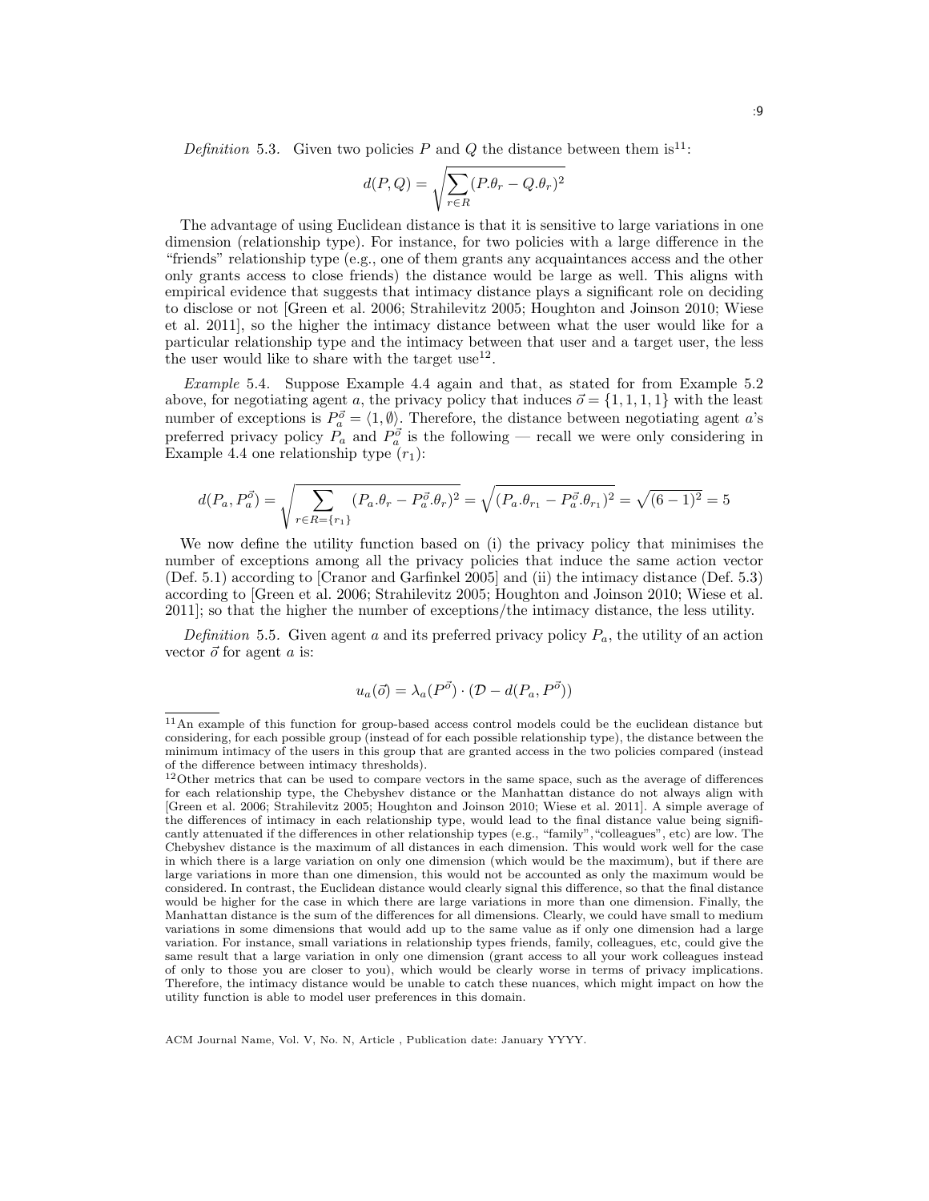*Definition* 5.3. Given two policies $P$ and $Q$ the distance between them is[11]:

$$d(P,Q) = \sqrt{\sum_{r \in R} (P.\theta_r - Q.\theta_r)^2}$$

The advantage of using Euclidean distance is that it is sensitive to large variations in one dimension (relationship type). For instance, for two policies with a large difference in the "friends" relationship type (e.g., one of them grants any acquaintances access and the other only grants access to close friends) the distance would be large as well. This aligns with empirical evidence that suggests that intimacy distance plays a significant role on deciding to disclose or not [Green et al. 2006; Strahilevitz 2005; Houghton and Joinson 2010; Wiese et al. 2011], so the higher the intimacy distance between what the user would like for a particular relationship type and the intimacy between that user and a target user, the less the user would like to share with the target use[12].

*Example* 5.4. Suppose Example 4.4 again and that, as stated for from Example 5.2 above, for negotiating agent $a$, the privacy policy that induces $\vec{o} = \{1, 1, 1, 1\}$ with the least number of exceptions is $P_a^{\vec{o}} = \langle 1, \emptyset \rangle$. Therefore, the distance between negotiating agent $a$'s preferred privacy policy $P_a$ and $P_a^{\vec{o}}$ is the following — recall we were only considering in Example 4.4 one relationship type ($r_1$):

$$d(P_a, P_a^{\vec{o}}) = \sqrt{\sum_{r \in R = \{r_1\}} (P_a.\theta_r - P_a^{\vec{o}}.\theta_r)^2} = \sqrt{(P_a.\theta_{r_1} - P_a^{\vec{o}}.\theta_{r_1})^2} = \sqrt{(6-1)^2} = 5$$

We now define the utility function based on (i) the privacy policy that minimises the number of exceptions among all the privacy policies that induce the same action vector (Def. 5.1) according to [Cranor and Garfinkel 2005] and (ii) the intimacy distance (Def. 5.3) according to [Green et al. 2006; Strahilevitz 2005; Houghton and Joinson 2010; Wiese et al. 2011]; so that the higher the number of exceptions/the intimacy distance, the less utility.

*Definition* 5.5. Given agent $a$ and its preferred privacy policy $P_a$, the utility of an action vector $\vec{o}$ for agent $a$ is:

$$u_a(\vec{o}) = \lambda_a(P^{\vec{o}}) \cdot (\mathcal{D} - d(P_a, P^{\vec{o}}))$$

---

[11] An example of this function for group-based access control models could be the euclidean distance but considering, for each possible group (instead of for each possible relationship type), the distance between the minimum intimacy of the users in this group that are granted access in the two policies compared (instead of the difference between intimacy thresholds).

[12] Other metrics that can be used to compare vectors in the same space, such as the average of differences for each relationship type, the Chebyshev distance or the Manhattan distance do not always align with [Green et al. 2006; Strahilevitz 2005; Houghton and Joinson 2010; Wiese et al. 2011]. A simple average of the differences of intimacy in each relationship type, would lead to the final distance value being significantly attenuated if the differences in other relationship types (e.g., "family","colleagues", etc) are low. The Chebyshev distance is the maximum of all distances in each dimension. This would work well for the case in which there is a large variation on only one dimension (which would be the maximum), but if there are large variations in more than one dimension, this would not be accounted as only the maximum would be considered. In contrast, the Euclidean distance would clearly signal this difference, so that the final distance would be higher for the case in which there are large variations in more than one dimension. Finally, the Manhattan distance is the sum of the differences for all dimensions. Clearly, we could have small to medium variations in some dimensions that would add up to the same value as if only one dimension had a large variation. For instance, small variations in relationship types friends, family, colleagues, etc, could give the same result that a large variation in only one dimension (grant access to all your work colleagues instead of only to those you are closer to you), which would be clearly worse in terms of privacy implications. Therefore, the intimacy distance would be unable to catch these nuances, which might impact on how the utility function is able to model user preferences in this domain.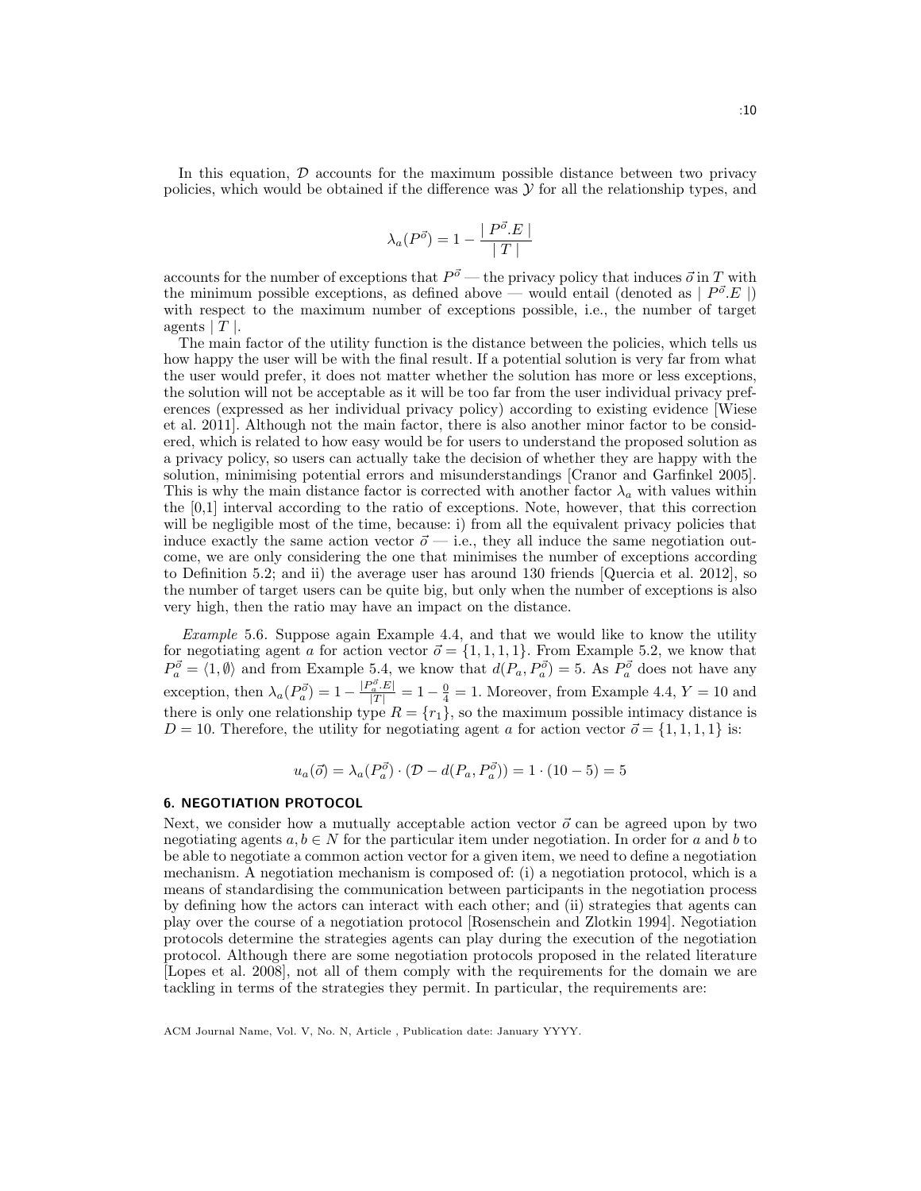In this equation, $\mathcal{D}$ accounts for the maximum possible distance between two privacy policies, which would be obtained if the difference was $\mathcal{Y}$ for all the relationship types, and

$$\lambda_a(P^{\vec{o}}) = 1 - \frac{| P^{\vec{o}}.E |}{| T |}$$

accounts for the number of exceptions that $P^{\vec{o}}$ — the privacy policy that induces $\vec{o}$ in $T$ with the minimum possible exceptions, as defined above — would entail (denoted as $| P^{\vec{o}}.E |$) with respect to the maximum number of exceptions possible, i.e., the number of target agents $| T |$.

The main factor of the utility function is the distance between the policies, which tells us how happy the user will be with the final result. If a potential solution is very far from what the user would prefer, it does not matter whether the solution has more or less exceptions, the solution will not be acceptable as it will be too far from the user individual privacy preferences (expressed as her individual privacy policy) according to existing evidence [Wiese et al. 2011]. Although not the main factor, there is also another minor factor to be considered, which is related to how easy would be for users to understand the proposed solution as a privacy policy, so users can actually take the decision of whether they are happy with the solution, minimising potential errors and misunderstandings [Cranor and Garfinkel 2005]. This is why the main distance factor is corrected with another factor $\lambda_a$ with values within the [0,1] interval according to the ratio of exceptions. Note, however, that this correction will be negligible most of the time, because: i) from all the equivalent privacy policies that induce exactly the same action vector $\vec{o}$ — i.e., they all induce the same negotiation outcome, we are only considering the one that minimises the number of exceptions according to Definition 5.2; and ii) the average user has around 130 friends [Quercia et al. 2012], so the number of target users can be quite big, but only when the number of exceptions is also very high, then the ratio may have an impact on the distance.

*Example* 5.6. Suppose again Example 4.4, and that we would like to know the utility for negotiating agent $a$ for action vector $\vec{o} = \{1, 1, 1, 1\}$. From Example 5.2, we know that $P_a^{\vec{o}} = \langle 1, \emptyset \rangle$ and from Example 5.4, we know that $d(P_a, P_a^{\vec{o}}) = 5$. As $P_a^{\vec{o}}$ does not have any exception, then $\lambda_a(P_a^{\vec{o}}) = 1 - \frac{|P_a^{\vec{o}}.E|}{|T|} = 1 - \frac{0}{4} = 1$. Moreover, from Example 4.4, $Y = 10$ and there is only one relationship type $R = \{r_1\}$, so the maximum possible intimacy distance is $D = 10$. Therefore, the utility for negotiating agent $a$ for action vector $\vec{o} = \{1, 1, 1, 1\}$ is:

$$u_a(\vec{o}) = \lambda_a(P_a^{\vec{o}}) \cdot (\mathcal{D} - d(P_a, P_a^{\vec{o}})) = 1 \cdot (10 - 5) = 5$$

## 6. NEGOTIATION PROTOCOL

Next, we consider how a mutually acceptable action vector $\vec{o}$ can be agreed upon by two negotiating agents $a, b \in N$ for the particular item under negotiation. In order for $a$ and $b$ to be able to negotiate a common action vector for a given item, we need to define a negotiation mechanism. A negotiation mechanism is composed of: (i) a negotiation protocol, which is a means of standardising the communication between participants in the negotiation process by defining how the actors can interact with each other; and (ii) strategies that agents can play over the course of a negotiation protocol [Rosenschein and Zlotkin 1994]. Negotiation protocols determine the strategies agents can play during the execution of the negotiation protocol. Although there are some negotiation protocols proposed in the related literature [Lopes et al. 2008], not all of them comply with the requirements for the domain we are tackling in terms of the strategies they permit. In particular, the requirements are: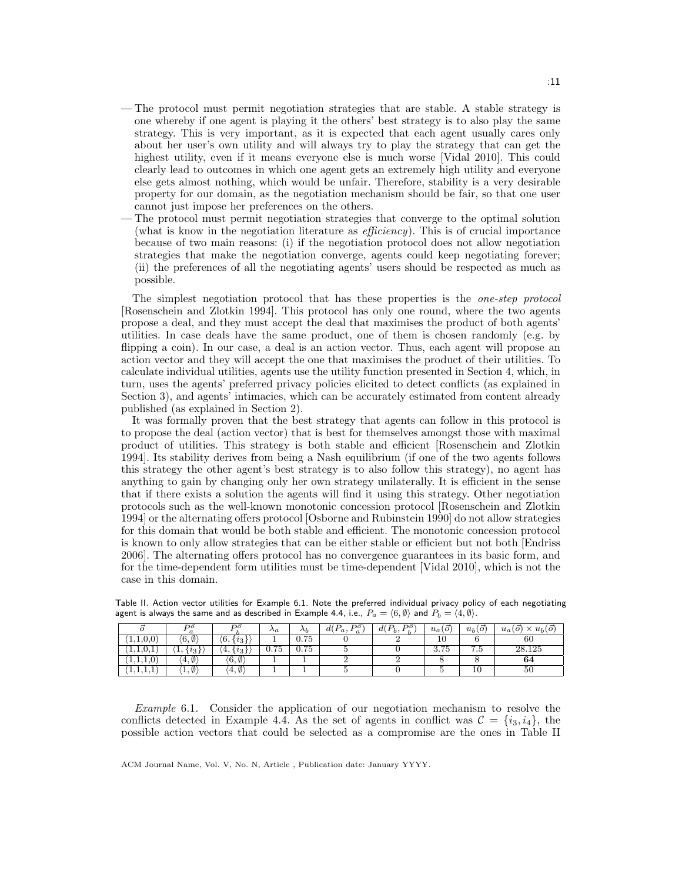- The protocol must permit negotiation strategies that are stable. A stable strategy is one whereby if one agent is playing it the others' best strategy is to also play the same strategy. This is very important, as it is expected that each agent usually cares only about her user's own utility and will always try to play the strategy that can get the highest utility, even if it means everyone else is much worse [Vidal 2010]. This could clearly lead to outcomes in which one agent gets an extremely high utility and everyone else gets almost nothing, which would be unfair. Therefore, stability is a very desirable property for our domain, as the negotiation mechanism should be fair, so that one user cannot just impose her preferences on the others.
- The protocol must permit negotiation strategies that converge to the optimal solution (what is know in the negotiation literature as *efficiency*). This is of crucial importance because of two main reasons: (i) if the negotiation protocol does not allow negotiation strategies that make the negotiation converge, agents could keep negotiating forever; (ii) the preferences of all the negotiating agents' users should be respected as much as possible.

The simplest negotiation protocol that has these properties is the *one-step protocol* [Rosenschein and Zlotkin 1994]. This protocol has only one round, where the two agents propose a deal, and they must accept the deal that maximises the product of both agents' utilities. In case deals have the same product, one of them is chosen randomly (e.g. by flipping a coin). In our case, a deal is an action vector. Thus, each agent will propose an action vector and they will accept the one that maximises the product of their utilities. To calculate individual utilities, agents use the utility function presented in Section 4, which, in turn, uses the agents' preferred privacy policies elicited to detect conflicts (as explained in Section 3), and agents' intimacies, which can be accurately estimated from content already published (as explained in Section 2).

It was formally proven that the best strategy that agents can follow in this protocol is to propose the deal (action vector) that is best for themselves amongst those with maximal product of utilities. This strategy is both stable and efficient [Rosenschein and Zlotkin 1994]. Its stability derives from being a Nash equilibrium (if one of the two agents follows this strategy the other agent's best strategy is to also follow this strategy), no agent has anything to gain by changing only her own strategy unilaterally. It is efficient in the sense that if there exists a solution the agents will find it using this strategy. Other negotiation protocols such as the well-known monotonic concession protocol [Rosenschein and Zlotkin 1994] or the alternating offers protocol [Osborne and Rubinstein 1990] do not allow strategies for this domain that would be both stable and efficient. The monotonic concession protocol is known to only allow strategies that can be either stable or efficient but not both [Endriss 2006]. The alternating offers protocol has no convergence guarantees in its basic form, and for the time-dependent form utilities must be time-dependent [Vidal 2010], which is not the case in this domain.

Table II. Action vector utilities for Example 6.1. Note the preferred individual privacy policy of each negotiating agent is always the same and as described in Example 4.4, i.e., $P_a = \langle 6, \emptyset \rangle$ and $P_b = \langle 4, \emptyset \rangle$.

| $\vec{o}$ | $P_a^{\vec{o}}$ | $P_b^{\vec{o}}$ | $\lambda_a$ | $\lambda_b$ | $d(P_a, P_a^{\vec{o}})$ | $d(P_b, P_b^{\vec{o}})$ | $u_a(\vec{o})$ | $u_b(\vec{o})$ | $u_a(\vec{o}) \times u_b(\vec{o})$ |
|---|---|---|---|---|---|---|---|---|---|
| (1,1,0,0) | $\langle 6, \emptyset \rangle$ | $\langle 6, \{i_3\} \rangle$ | 1 | 0.75 | 0 | 2 | 10 | 6 | 60 |
| (1,1,0,1) | $\langle 1, \{i_3\} \rangle$ | $\langle 4, \{i_3\} \rangle$ | 0.75 | 0.75 | 5 | 0 | 3.75 | 7.5 | 28.125 |
| (1,1,1,0) | $\langle 4, \emptyset \rangle$ | $\langle 6, \emptyset \rangle$ | 1 | 1 | 2 | 2 | 8 | 8 | **64** |
| (1,1,1,1) | $\langle 1, \emptyset \rangle$ | $\langle 4, \emptyset \rangle$ | 1 | 1 | 5 | 0 | 5 | 10 | 50 |

*Example* 6.1. Consider the application of our negotiation mechanism to resolve the conflicts detected in Example 4.4. As the set of agents in conflict was $\mathcal{C} = \{i_3, i_4\}$, the possible action vectors that could be selected as a compromise are the ones in Table II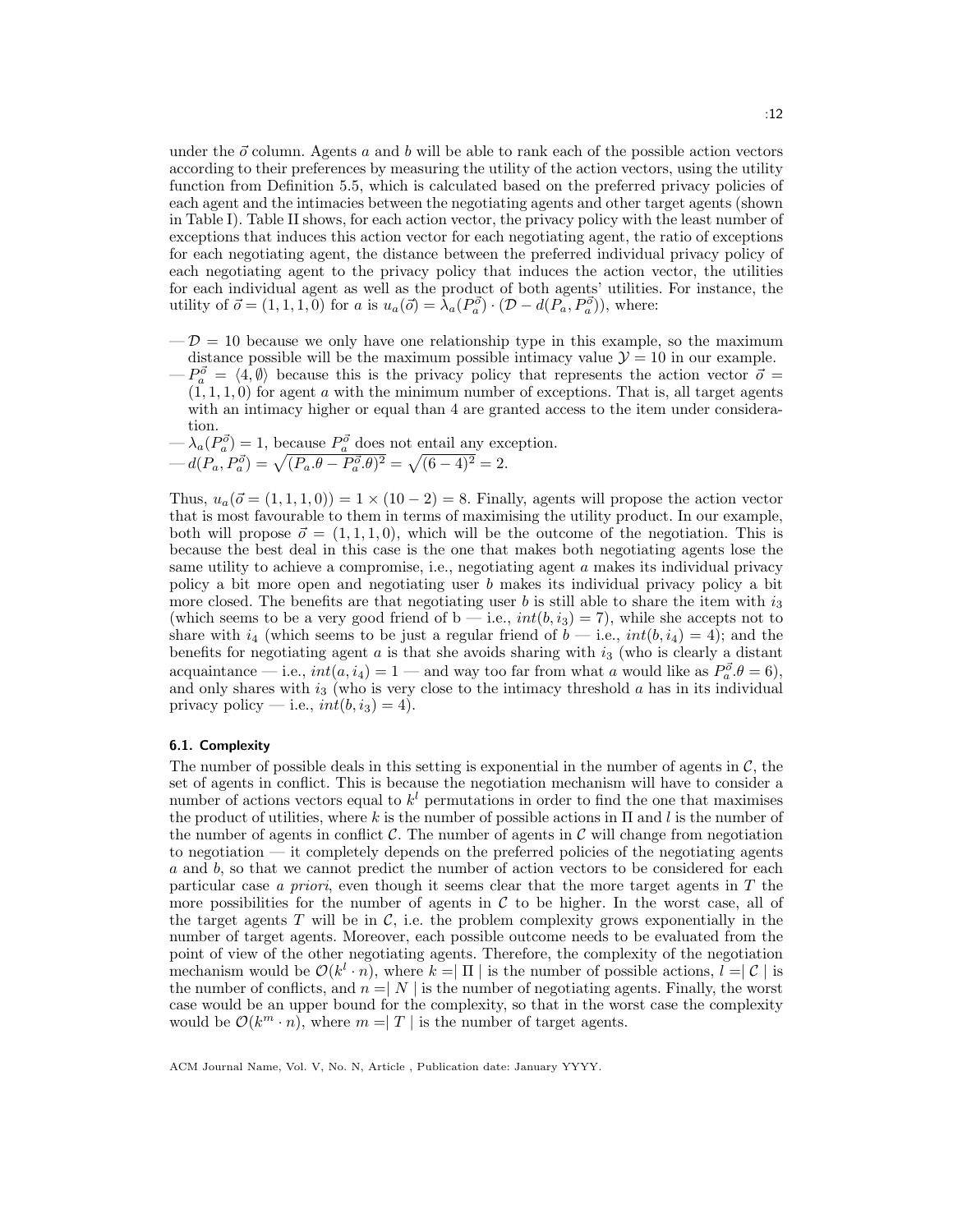under the $\vec{\sigma}$ column. Agents $a$ and $b$ will be able to rank each of the possible action vectors according to their preferences by measuring the utility of the action vectors, using the utility function from Definition 5.5, which is calculated based on the preferred privacy policies of each agent and the intimacies between the negotiating agents and other target agents (shown in Table I). Table II shows, for each action vector, the privacy policy with the least number of exceptions that induces this action vector for each negotiating agent, the ratio of exceptions for each negotiating agent, the distance between the preferred individual privacy policy of each negotiating agent to the privacy policy that induces the action vector, the utilities for each individual agent as well as the product of both agents' utilities. For instance, the utility of $\vec{\sigma} = (1, 1, 1, 0)$ for $a$ is $u_a(\vec{\sigma}) = \lambda_a(P_a^{\vec{\sigma}}) \cdot (\mathcal{D} - d(P_a, P_a^{\vec{\sigma}}))$, where:

— $\mathcal{D} = 10$ because we only have one relationship type in this example, so the maximum distance possible will be the maximum possible intimacy value $\mathcal{Y} = 10$ in our example.

— $P_a^{\vec{\sigma}} = \langle 4, \emptyset \rangle$ because this is the privacy policy that represents the action vector $\vec{\sigma} = (1, 1, 1, 0)$ for agent $a$ with the minimum number of exceptions. That is, all target agents with an intimacy higher or equal than 4 are granted access to the item under consideration.

— $\lambda_a(P_a^{\vec{\sigma}}) = 1$, because $P_a^{\vec{\sigma}}$ does not entail any exception.

— $d(P_a, P_a^{\vec{\sigma}}) = \sqrt{(P_a.\theta - P_a^{\vec{\sigma}}.\theta)^2} = \sqrt{(6-4)^2} = 2$.

Thus, $u_a(\vec{\sigma} = (1, 1, 1, 0)) = 1 \times (10 - 2) = 8$. Finally, agents will propose the action vector that is most favourable to them in terms of maximising the utility product. In our example, both will propose $\vec{\sigma} = (1, 1, 1, 0)$, which will be the outcome of the negotiation. This is because the best deal in this case is the one that makes both negotiating agents lose the same utility to achieve a compromise, i.e., negotiating agent $a$ makes its individual privacy policy a bit more open and negotiating user $b$ makes its individual privacy policy a bit more closed. The benefits are that negotiating user $b$ is still able to share the item with $i_3$ (which seems to be a very good friend of b — i.e., $int(b, i_3) = 7$), while she accepts not to share with $i_4$ (which seems to be just a regular friend of $b$ — i.e., $int(b, i_4) = 4$); and the benefits for negotiating agent $a$ is that she avoids sharing with $i_3$ (who is clearly a distant acquaintance — i.e., $int(a, i_4) = 1$ — and way too far from what $a$ would like as $P_a^{\vec{\sigma}}.\theta = 6$), and only shares with $i_3$ (who is very close to the intimacy threshold $a$ has in its individual privacy policy — i.e., $int(b, i_3) = 4$).

### 6.1. Complexity

The number of possible deals in this setting is exponential in the number of agents in $\mathcal{C}$, the set of agents in conflict. This is because the negotiation mechanism will have to consider a number of actions vectors equal to $k^l$ permutations in order to find the one that maximises the product of utilities, where $k$ is the number of possible actions in $\Pi$ and $l$ is the number of the number of agents in conflict $\mathcal{C}$. The number of agents in $\mathcal{C}$ will change from negotiation to negotiation — it completely depends on the preferred policies of the negotiating agents $a$ and $b$, so that we cannot predict the number of action vectors to be considered for each particular case *a priori*, even though it seems clear that the more target agents in $T$ the more possibilities for the number of agents in $\mathcal{C}$ to be higher. In the worst case, all of the target agents $T$ will be in $\mathcal{C}$, i.e. the problem complexity grows exponentially in the number of target agents. Moreover, each possible outcome needs to be evaluated from the point of view of the other negotiating agents. Therefore, the complexity of the negotiation mechanism would be $\mathcal{O}(k^l \cdot n)$, where $k = \mid \Pi \mid$ is the number of possible actions, $l = \mid \mathcal{C} \mid$ is the number of conflicts, and $n = \mid N \mid$ is the number of negotiating agents. Finally, the worst case would be an upper bound for the complexity, so that in the worst case the complexity would be $\mathcal{O}(k^m \cdot n)$, where $m = \mid T \mid$ is the number of target agents.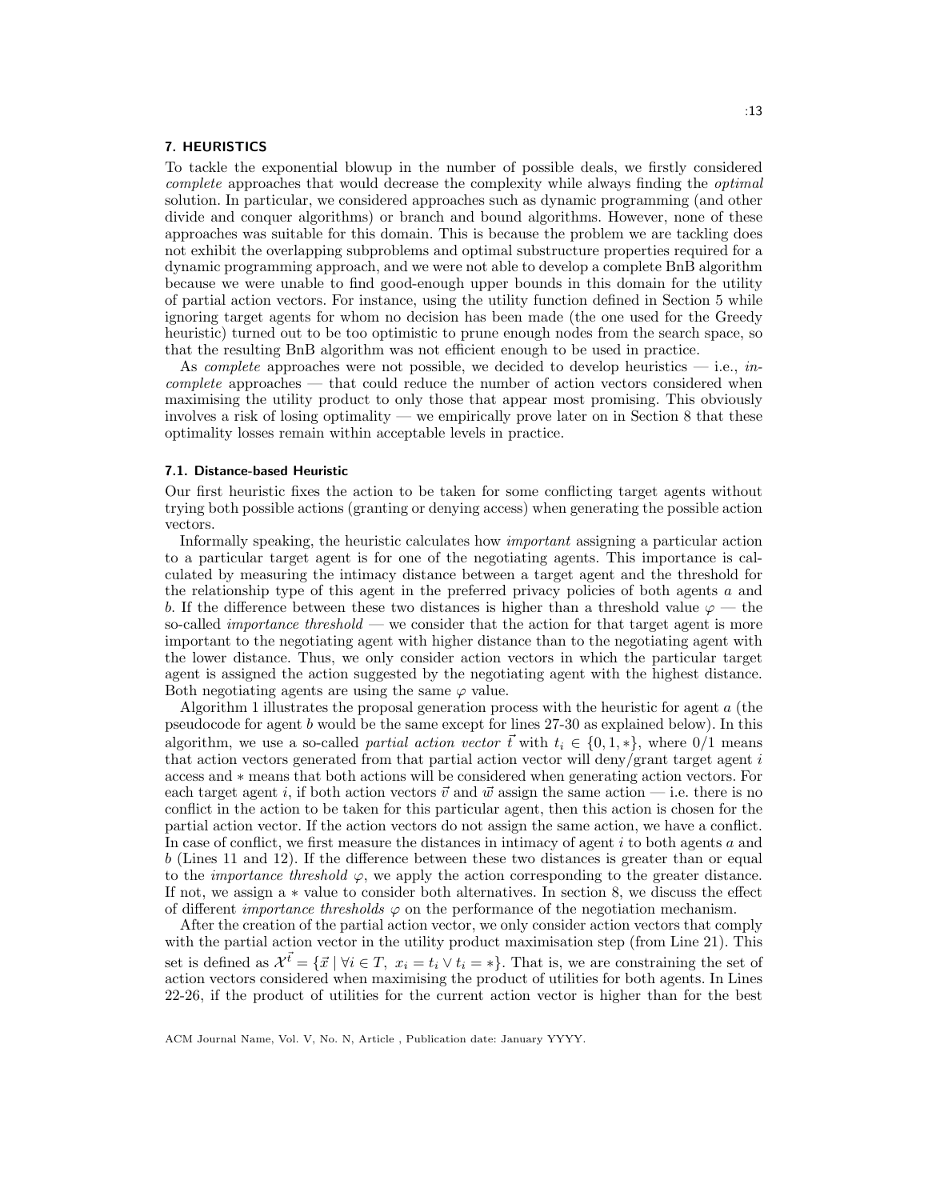## 7. HEURISTICS

To tackle the exponential blowup in the number of possible deals, we firstly considered *complete* approaches that would decrease the complexity while always finding the *optimal* solution. In particular, we considered approaches such as dynamic programming (and other divide and conquer algorithms) or branch and bound algorithms. However, none of these approaches was suitable for this domain. This is because the problem we are tackling does not exhibit the overlapping subproblems and optimal substructure properties required for a dynamic programming approach, and we were not able to develop a complete BnB algorithm because we were unable to find good-enough upper bounds in this domain for the utility of partial action vectors. For instance, using the utility function defined in Section 5 while ignoring target agents for whom no decision has been made (the one used for the Greedy heuristic) turned out to be too optimistic to prune enough nodes from the search space, so that the resulting BnB algorithm was not efficient enough to be used in practice.

As *complete* approaches were not possible, we decided to develop heuristics — i.e., *incomplete* approaches — that could reduce the number of action vectors considered when maximising the utility product to only those that appear most promising. This obviously involves a risk of losing optimality — we empirically prove later on in Section 8 that these optimality losses remain within acceptable levels in practice.

### 7.1. Distance-based Heuristic

Our first heuristic fixes the action to be taken for some conflicting target agents without trying both possible actions (granting or denying access) when generating the possible action vectors.

Informally speaking, the heuristic calculates how *important* assigning a particular action to a particular target agent is for one of the negotiating agents. This importance is calculated by measuring the intimacy distance between a target agent and the threshold for the relationship type of this agent in the preferred privacy policies of both agents $a$ and $b$. If the difference between these two distances is higher than a threshold value $\varphi$ — the so-called *importance threshold* — we consider that the action for that target agent is more important to the negotiating agent with higher distance than to the negotiating agent with the lower distance. Thus, we only consider action vectors in which the particular target agent is assigned the action suggested by the negotiating agent with the highest distance. Both negotiating agents are using the same $\varphi$ value.

Algorithm 1 illustrates the proposal generation process with the heuristic for agent $a$ (the pseudocode for agent $b$ would be the same except for lines 27-30 as explained below). In this algorithm, we use a so-called *partial action vector* $\vec{t}$ with $t_i \in \{0, 1, *\}$, where 0/1 means that action vectors generated from that partial action vector will deny/grant target agent $i$ access and $*$ means that both actions will be considered when generating action vectors. For each target agent $i$, if both action vectors $\vec{v}$ and $\vec{w}$ assign the same action — i.e. there is no conflict in the action to be taken for this particular agent, then this action is chosen for the partial action vector. If the action vectors do not assign the same action, we have a conflict. In case of conflict, we first measure the distances in intimacy of agent $i$ to both agents $a$ and $b$ (Lines 11 and 12). If the difference between these two distances is greater than or equal to the *importance threshold* $\varphi$, we apply the action corresponding to the greater distance. If not, we assign a $*$ value to consider both alternatives. In section 8, we discuss the effect of different *importance thresholds* $\varphi$ on the performance of the negotiation mechanism.

After the creation of the partial action vector, we only consider action vectors that comply with the partial action vector in the utility product maximisation step (from Line 21). This set is defined as $\mathcal{X}^{\vec{t}} = \{\vec{x} \mid \forall i \in T,\ x_i = t_i \lor t_i = *\}$. That is, we are constraining the set of action vectors considered when maximising the product of utilities for both agents. In Lines 22-26, if the product of utilities for the current action vector is higher than for the best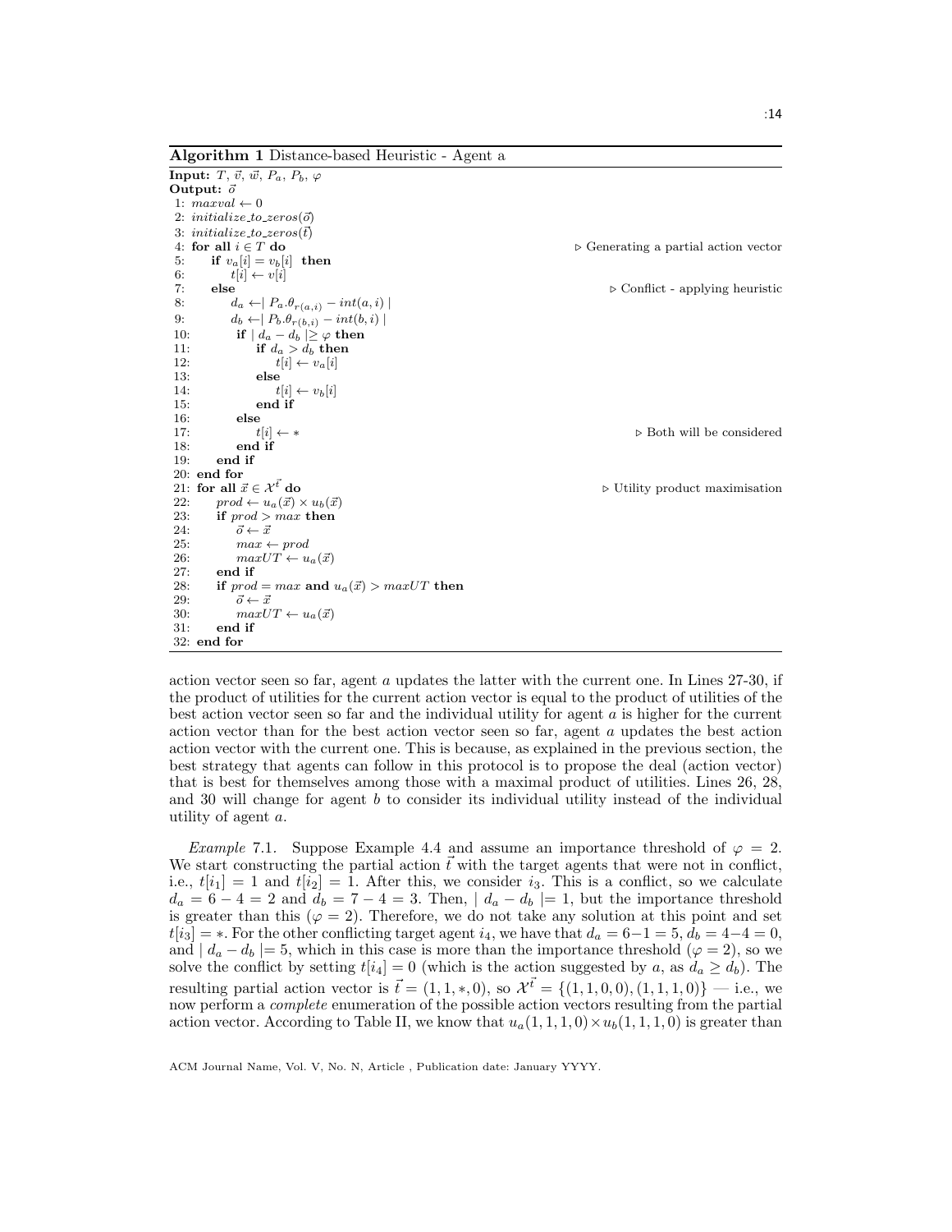**Algorithm 1** Distance-based Heuristic - Agent a

**Input:** $T$, $\vec{v}$, $\vec{w}$, $P_a$, $P_b$, $\varphi$
**Output:** $\vec{o}$

```
 1: maxval ← 0
 2: initialize_to_zeros(o⃗)
 3: initialize_to_zeros(t⃗)
 4: for all i ∈ T do                                      ▷ Generating a partial action vector
 5:     if v_a[i] = v_b[i] then
 6:         t[i] ← v[i]
 7:     else                                              ▷ Conflict - applying heuristic
 8:         d_a ←| P_a.θ_{r(a,i)} − int(a, i) |
 9:         d_b ←| P_b.θ_{r(b,i)} − int(b, i) |
10:         if | d_a − d_b |≥ φ then
11:             if d_a > d_b then
12:                 t[i] ← v_a[i]
13:             else
14:                 t[i] ← v_b[i]
15:             end if
16:         else
17:             t[i] ← ∗                                  ▷ Both will be considered
18:         end if
19:     end if
20: end for
21: for all x⃗ ∈ X^{t⃗} do                                ▷ Utility product maximisation
22:     prod ← u_a(x⃗) × u_b(x⃗)
23:     if prod > max then
24:         o⃗ ← x⃗
25:         max ← prod
26:         maxUT ← u_a(x⃗)
27:     end if
28:     if prod = max and u_a(x⃗) > maxUT then
29:         o⃗ ← x⃗
30:         maxUT ← u_a(x⃗)
31:     end if
32: end for
```

action vector seen so far, agent $a$ updates the latter with the current one. In Lines 27-30, if the product of utilities for the current action vector is equal to the product of utilities of the best action vector seen so far and the individual utility for agent $a$ is higher for the current action vector than for the best action vector seen so far, agent $a$ updates the best action action vector with the current one. This is because, as explained in the previous section, the best strategy that agents can follow in this protocol is to propose the deal (action vector) that is best for themselves among those with a maximal product of utilities. Lines 26, 28, and 30 will change for agent $b$ to consider its individual utility instead of the individual utility of agent $a$.

*Example* 7.1. Suppose Example 4.4 and assume an importance threshold of $\varphi = 2$. We start constructing the partial action $\vec{t}$ with the target agents that were not in conflict, i.e., $t[i_1] = 1$ and $t[i_2] = 1$. After this, we consider $i_3$. This is a conflict, so we calculate $d_a = 6 - 4 = 2$ and $d_b = 7 - 4 = 3$. Then, $\mid d_a - d_b \mid = 1$, but the importance threshold is greater than this ($\varphi = 2$). Therefore, we do not take any solution at this point and set $t[i_3] = *$. For the other conflicting target agent $i_4$, we have that $d_a = 6-1 = 5$, $d_b = 4-4 = 0$, and $\mid d_a - d_b \mid = 5$, which in this case is more than the importance threshold ($\varphi = 2$), so we solve the conflict by setting $t[i_4] = 0$ (which is the action suggested by $a$, as $d_a \geq d_b$). The resulting partial action vector is $\vec{t} = (1, 1, *, 0)$, so $\mathcal{X}^{\vec{t}} = \{(1, 1, 0, 0), (1, 1, 1, 0)\}$ — i.e., we now perform a *complete* enumeration of the possible action vectors resulting from the partial action vector. According to Table II, we know that $u_a(1, 1, 1, 0) \times u_b(1, 1, 1, 0)$ is greater than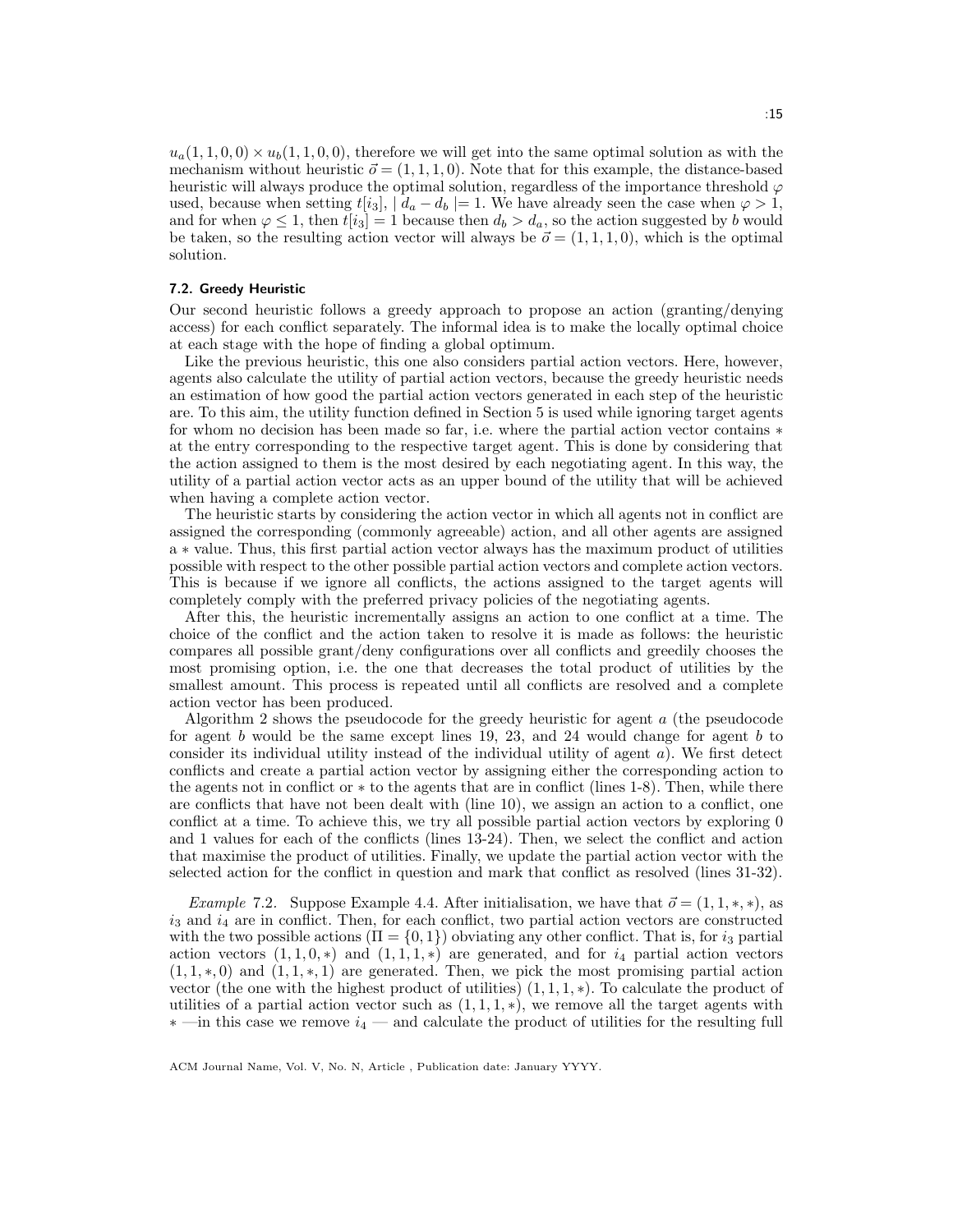$u_a(1,1,0,0) \times u_b(1,1,0,0)$, therefore we will get into the same optimal solution as with the mechanism without heuristic $\vec{o} = (1,1,1,0)$. Note that for this example, the distance-based heuristic will always produce the optimal solution, regardless of the importance threshold $\varphi$ used, because when setting $t[i_3]$, $\mid d_a - d_b \mid = 1$. We have already seen the case when $\varphi > 1$, and for when $\varphi \leq 1$, then $t[i_3] = 1$ because then $d_b > d_a$, so the action suggested by $b$ would be taken, so the resulting action vector will always be $\vec{o} = (1,1,1,0)$, which is the optimal solution.

### 7.2. Greedy Heuristic

Our second heuristic follows a greedy approach to propose an action (granting/denying access) for each conflict separately. The informal idea is to make the locally optimal choice at each stage with the hope of finding a global optimum.

Like the previous heuristic, this one also considers partial action vectors. Here, however, agents also calculate the utility of partial action vectors, because the greedy heuristic needs an estimation of how good the partial action vectors generated in each step of the heuristic are. To this aim, the utility function defined in Section 5 is used while ignoring target agents for whom no decision has been made so far, i.e. where the partial action vector contains $*$ at the entry corresponding to the respective target agent. This is done by considering that the action assigned to them is the most desired by each negotiating agent. In this way, the utility of a partial action vector acts as an upper bound of the utility that will be achieved when having a complete action vector.

The heuristic starts by considering the action vector in which all agents not in conflict are assigned the corresponding (commonly agreeable) action, and all other agents are assigned a $*$ value. Thus, this first partial action vector always has the maximum product of utilities possible with respect to the other possible partial action vectors and complete action vectors. This is because if we ignore all conflicts, the actions assigned to the target agents will completely comply with the preferred privacy policies of the negotiating agents.

After this, the heuristic incrementally assigns an action to one conflict at a time. The choice of the conflict and the action taken to resolve it is made as follows: the heuristic compares all possible grant/deny configurations over all conflicts and greedily chooses the most promising option, i.e. the one that decreases the total product of utilities by the smallest amount. This process is repeated until all conflicts are resolved and a complete action vector has been produced.

Algorithm 2 shows the pseudocode for the greedy heuristic for agent $a$ (the pseudocode for agent $b$ would be the same except lines 19, 23, and 24 would change for agent $b$ to consider its individual utility instead of the individual utility of agent $a$). We first detect conflicts and create a partial action vector by assigning either the corresponding action to the agents not in conflict or $*$ to the agents that are in conflict (lines 1-8). Then, while there are conflicts that have not been dealt with (line 10), we assign an action to a conflict, one conflict at a time. To achieve this, we try all possible partial action vectors by exploring 0 and 1 values for each of the conflicts (lines 13-24). Then, we select the conflict and action that maximise the product of utilities. Finally, we update the partial action vector with the selected action for the conflict in question and mark that conflict as resolved (lines 31-32).

*Example* 7.2. Suppose Example 4.4. After initialisation, we have that $\vec{o} = (1,1,*,*)$, as $i_3$ and $i_4$ are in conflict. Then, for each conflict, two partial action vectors are constructed with the two possible actions ($\Pi = \{0,1\}$) obviating any other conflict. That is, for $i_3$ partial action vectors $(1,1,0,*)$ and $(1,1,1,*)$ are generated, and for $i_4$ partial action vectors $(1,1,*,0)$ and $(1,1,*,1)$ are generated. Then, we pick the most promising partial action vector (the one with the highest product of utilities) $(1,1,1,*)$. To calculate the product of utilities of a partial action vector such as $(1,1,1,*)$, we remove all the target agents with $*$ —in this case we remove $i_4$ — and calculate the product of utilities for the resulting full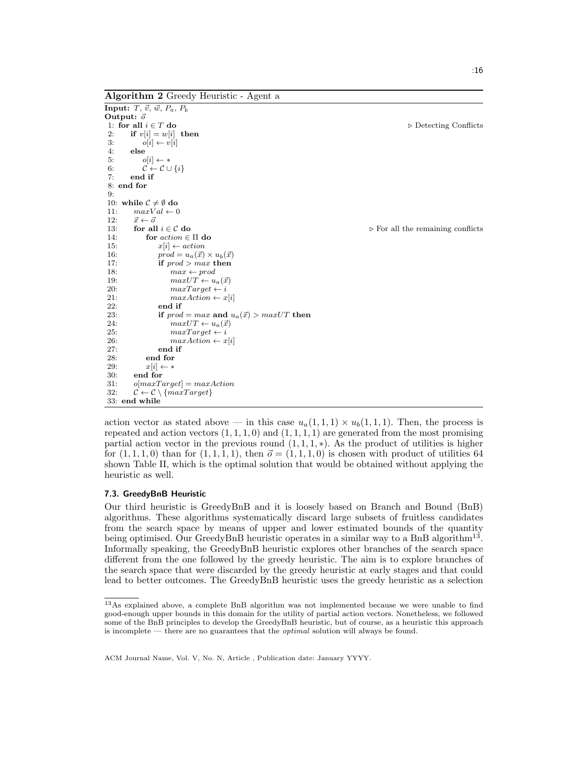**Algorithm 2** Greedy Heuristic - Agent a

```
Input: T, v⃗, w⃗, P_a, P_b
Output: o⃗
 1: for all i ∈ T do                                    ▷ Detecting Conflicts
 2:     if v[i] = w[i] then
 3:         o[i] ← v[i]
 4:     else
 5:         o[i] ← *
 6:         C ← C ∪ {i}
 7:     end if
 8: end for
 9:
10: while C ≠ ∅ do
11:     maxVal ← 0
12:     x⃗ ← o⃗
13:     for all i ∈ C do                                ▷ For all the remaining conflicts
14:         for action ∈ Π do
15:             x[i] ← action
16:             prod = u_a(x⃗) × u_b(x⃗)
17:             if prod > max then
18:                 max ← prod
19:                 maxUT ← u_a(x⃗)
20:                 maxTarget ← i
21:                 maxAction ← x[i]
22:             end if
23:             if prod = max and u_a(x⃗) > maxUT then
24:                 maxUT ← u_a(x⃗)
25:                 maxTarget ← i
26:                 maxAction ← x[i]
27:             end if
28:         end for
29:         x[i] ← *
30:     end for
31:     o[maxTarget] = maxAction
32:     C ← C \ {maxTarget}
33: end while
```

action vector as stated above — in this case $u_a(1,1,1) \times u_b(1,1,1)$. Then, the process is repeated and action vectors $(1,1,1,0)$ and $(1,1,1,1)$ are generated from the most promising partial action vector in the previous round $(1,1,1,*)$. As the product of utilities is higher for $(1,1,1,0)$ than for $(1,1,1,1)$, then $\vec{o} = (1,1,1,0)$ is chosen with product of utilities 64 shown Table II, which is the optimal solution that would be obtained without applying the heuristic as well.

### 7.3. GreedyBnB Heuristic

Our third heuristic is GreedyBnB and it is loosely based on Branch and Bound (BnB) algorithms. These algorithms systematically discard large subsets of fruitless candidates from the search space by means of upper and lower estimated bounds of the quantity being optimised. Our GreedyBnB heuristic operates in a similar way to a BnB algorithm[13]. Informally speaking, the GreedyBnB heuristic explores other branches of the search space different from the one followed by the greedy heuristic. The aim is to explore branches of the search space that were discarded by the greedy heuristic at early stages and that could lead to better outcomes. The GreedyBnB heuristic uses the greedy heuristic as a selection

[13]As explained above, a complete BnB algorithm was not implemented because we were unable to find good-enough upper bounds in this domain for the utility of partial action vectors. Nonetheless, we followed some of the BnB principles to develop the GreedyBnB heuristic, but of course, as a heuristic this approach is incomplete — there are no guarantees that the *optimal* solution will always be found.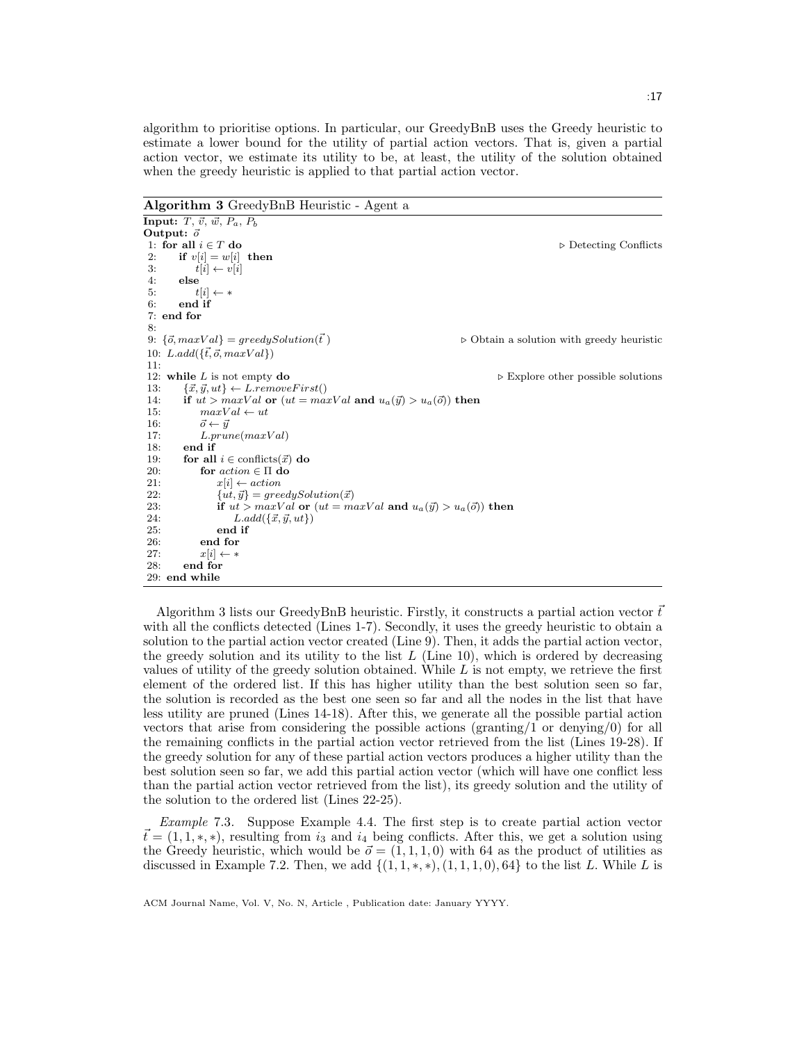algorithm to prioritise options. In particular, our GreedyBnB uses the Greedy heuristic to estimate a lower bound for the utility of partial action vectors. That is, given a partial action vector, we estimate its utility to be, at least, the utility of the solution obtained when the greedy heuristic is applied to that partial action vector.

**Algorithm 3** GreedyBnB Heuristic - Agent a

```
Input: T, v⃗, w⃗, P_a, P_b
Output: o⃗
 1: for all i ∈ T do                                        ▷ Detecting Conflicts
 2:     if v[i] = w[i] then
 3:         t[i] ← v[i]
 4:     else
 5:         t[i] ← ∗
 6:     end if
 7: end for
 8:
 9: {o⃗, maxVal} = greedySolution(t⃗)              ▷ Obtain a solution with greedy heuristic
10: L.add({t⃗, o⃗, maxVal})
11:
12: while L is not empty do                          ▷ Explore other possible solutions
13:     {x⃗, y⃗, ut} ← L.removeFirst()
14:     if ut > maxVal or (ut = maxVal and u_a(y⃗) > u_a(o⃗)) then
15:         maxVal ← ut
16:         o⃗ ← y⃗
17:         L.prune(maxVal)
18:     end if
19:     for all i ∈ conflicts(x⃗) do
20:         for action ∈ Π do
21:             x[i] ← action
22:             {ut, y⃗} = greedySolution(x⃗)
23:             if ut > maxVal or (ut = maxVal and u_a(y⃗) > u_a(o⃗)) then
24:                 L.add({x⃗, y⃗, ut})
25:             end if
26:         end for
27:         x[i] ← ∗
28:     end for
29: end while
```

Algorithm 3 lists our GreedyBnB heuristic. Firstly, it constructs a partial action vector $\vec{t}$ with all the conflicts detected (Lines 1-7). Secondly, it uses the greedy heuristic to obtain a solution to the partial action vector created (Line 9). Then, it adds the partial action vector, the greedy solution and its utility to the list $L$ (Line 10), which is ordered by decreasing values of utility of the greedy solution obtained. While $L$ is not empty, we retrieve the first element of the ordered list. If this has higher utility than the best solution seen so far, the solution is recorded as the best one seen so far and all the nodes in the list that have less utility are pruned (Lines 14-18). After this, we generate all the possible partial action vectors that arise from considering the possible actions (granting/1 or denying/0) for all the remaining conflicts in the partial action vector retrieved from the list (Lines 19-28). If the greedy solution for any of these partial action vectors produces a higher utility than the best solution seen so far, we add this partial action vector (which will have one conflict less than the partial action vector retrieved from the list), its greedy solution and the utility of the solution to the ordered list (Lines 22-25).

*Example* 7.3. Suppose Example 4.4. The first step is to create partial action vector $\vec{t} = (1, 1, *, *)$, resulting from $i_3$ and $i_4$ being conflicts. After this, we get a solution using the Greedy heuristic, which would be $\vec{o} = (1, 1, 1, 0)$ with 64 as the product of utilities as discussed in Example 7.2. Then, we add $\{(1, 1, *, *), (1, 1, 1, 0), 64\}$ to the list $L$. While $L$ is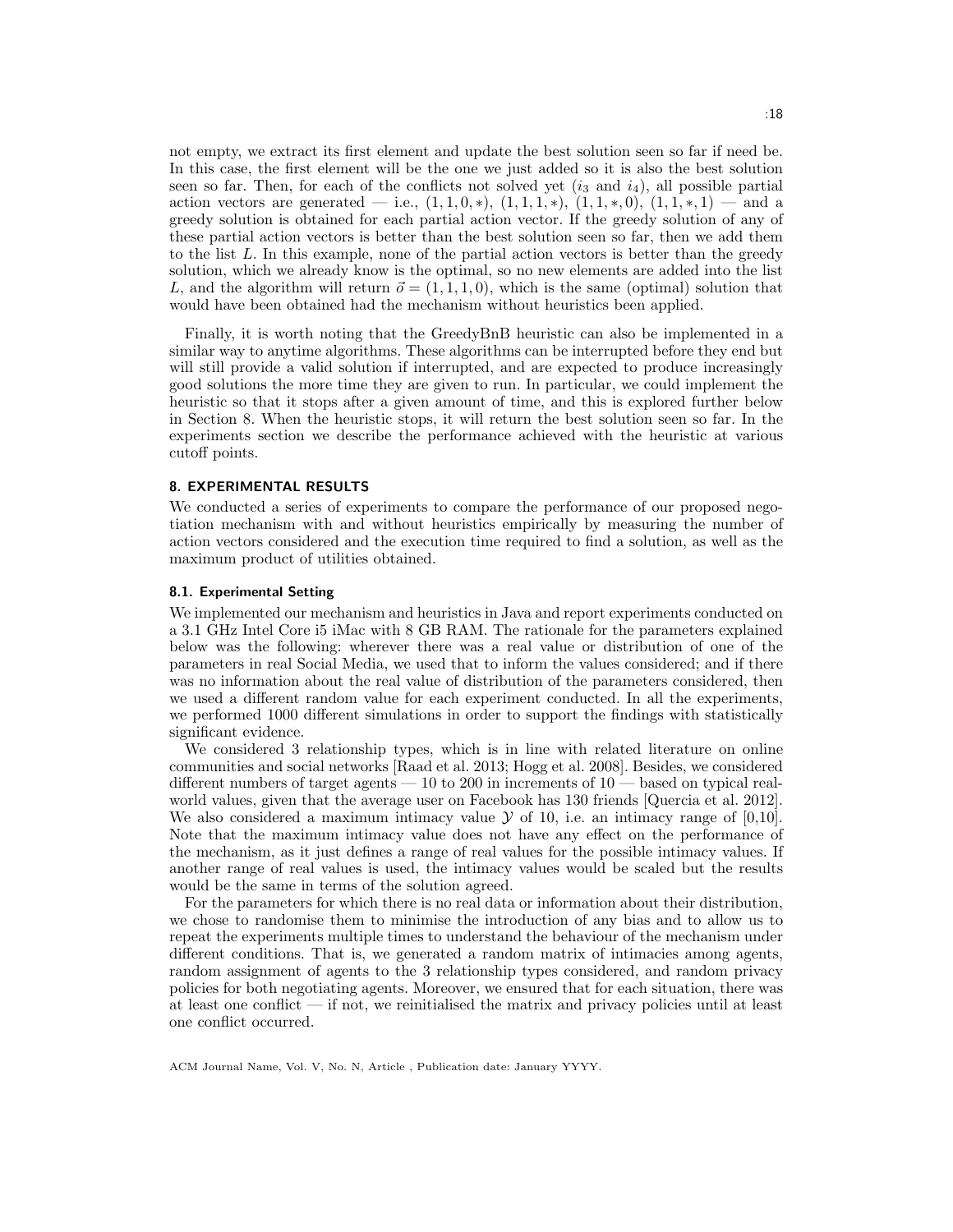not empty, we extract its first element and update the best solution seen so far if need be. In this case, the first element will be the one we just added so it is also the best solution seen so far. Then, for each of the conflicts not solved yet ($i_3$ and $i_4$), all possible partial action vectors are generated — i.e., $(1, 1, 0, *)$, $(1, 1, 1, *)$, $(1, 1, *, 0)$, $(1, 1, *, 1)$ — and a greedy solution is obtained for each partial action vector. If the greedy solution of any of these partial action vectors is better than the best solution seen so far, then we add them to the list $L$. In this example, none of the partial action vectors is better than the greedy solution, which we already know is the optimal, so no new elements are added into the list $L$, and the algorithm will return $\vec{o} = (1, 1, 1, 0)$, which is the same (optimal) solution that would have been obtained had the mechanism without heuristics been applied.

Finally, it is worth noting that the GreedyBnB heuristic can also be implemented in a similar way to anytime algorithms. These algorithms can be interrupted before they end but will still provide a valid solution if interrupted, and are expected to produce increasingly good solutions the more time they are given to run. In particular, we could implement the heuristic so that it stops after a given amount of time, and this is explored further below in Section 8. When the heuristic stops, it will return the best solution seen so far. In the experiments section we describe the performance achieved with the heuristic at various cutoff points.

## 8. EXPERIMENTAL RESULTS

We conducted a series of experiments to compare the performance of our proposed negotiation mechanism with and without heuristics empirically by measuring the number of action vectors considered and the execution time required to find a solution, as well as the maximum product of utilities obtained.

### 8.1. Experimental Setting

We implemented our mechanism and heuristics in Java and report experiments conducted on a 3.1 GHz Intel Core i5 iMac with 8 GB RAM. The rationale for the parameters explained below was the following: wherever there was a real value or distribution of one of the parameters in real Social Media, we used that to inform the values considered; and if there was no information about the real value of distribution of the parameters considered, then we used a different random value for each experiment conducted. In all the experiments, we performed 1000 different simulations in order to support the findings with statistically significant evidence.

We considered 3 relationship types, which is in line with related literature on online communities and social networks [Raad et al. 2013; Hogg et al. 2008]. Besides, we considered different numbers of target agents — 10 to 200 in increments of 10 — based on typical real-world values, given that the average user on Facebook has 130 friends [Quercia et al. 2012]. We also considered a maximum intimacy value $\mathcal{Y}$ of 10, i.e. an intimacy range of [0,10]. Note that the maximum intimacy value does not have any effect on the performance of the mechanism, as it just defines a range of real values for the possible intimacy values. If another range of real values is used, the intimacy values would be scaled but the results would be the same in terms of the solution agreed.

For the parameters for which there is no real data or information about their distribution, we chose to randomise them to minimise the introduction of any bias and to allow us to repeat the experiments multiple times to understand the behaviour of the mechanism under different conditions. That is, we generated a random matrix of intimacies among agents, random assignment of agents to the 3 relationship types considered, and random privacy policies for both negotiating agents. Moreover, we ensured that for each situation, there was at least one conflict — if not, we reinitialised the matrix and privacy policies until at least one conflict occurred.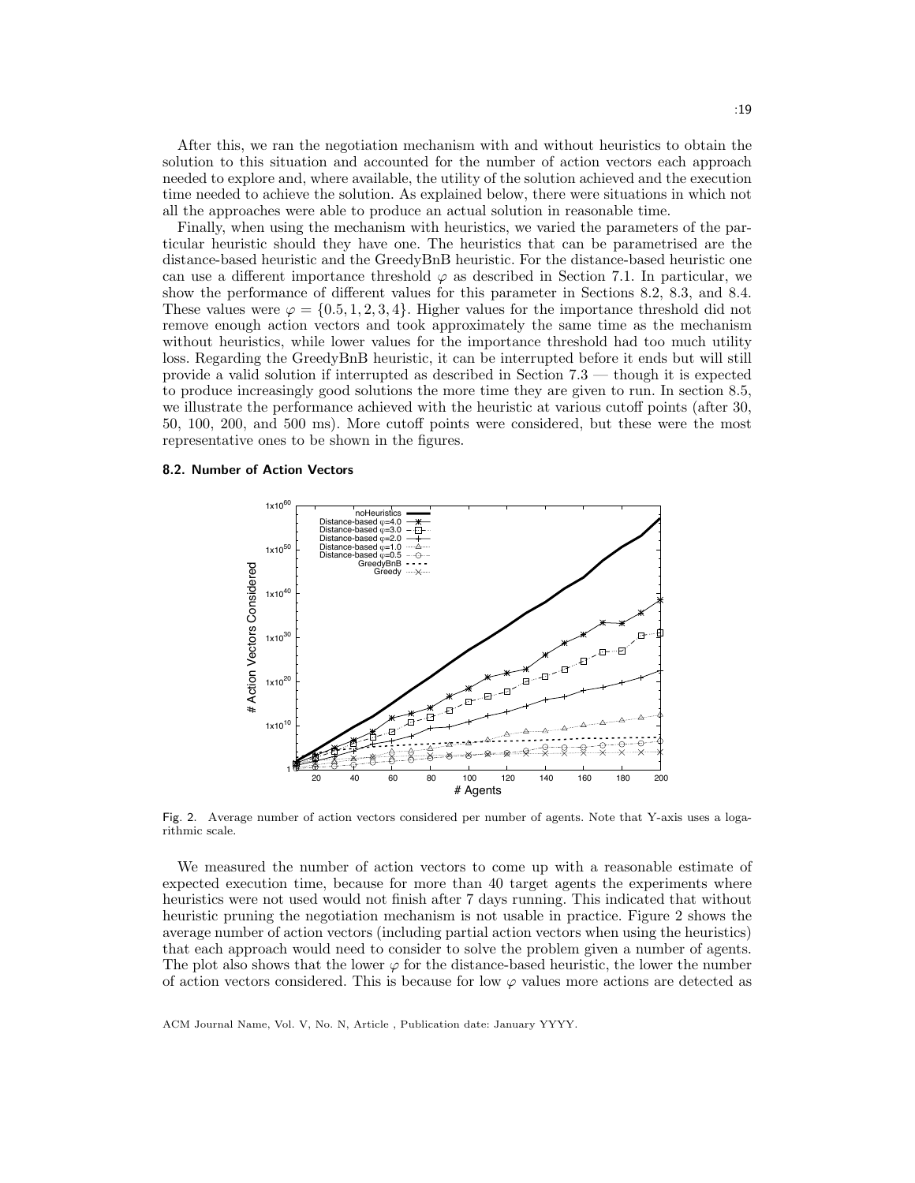After this, we ran the negotiation mechanism with and without heuristics to obtain the solution to this situation and accounted for the number of action vectors each approach needed to explore and, where available, the utility of the solution achieved and the execution time needed to achieve the solution. As explained below, there were situations in which not all the approaches were able to produce an actual solution in reasonable time.

Finally, when using the mechanism with heuristics, we varied the parameters of the particular heuristic should they have one. The heuristics that can be parametrised are the distance-based heuristic and the GreedyBnB heuristic. For the distance-based heuristic one can use a different importance threshold $\varphi$ as described in Section 7.1. In particular, we show the performance of different values for this parameter in Sections 8.2, 8.3, and 8.4. These values were $\varphi = \{0.5, 1, 2, 3, 4\}$. Higher values for the importance threshold did not remove enough action vectors and took approximately the same time as the mechanism without heuristics, while lower values for the importance threshold had too much utility loss. Regarding the GreedyBnB heuristic, it can be interrupted before it ends but will still provide a valid solution if interrupted as described in Section 7.3 — though it is expected to produce increasingly good solutions the more time they are given to run. In section 8.5, we illustrate the performance achieved with the heuristic at various cutoff points (after 30, 50, 100, 200, and 500 ms). More cutoff points were considered, but these were the most representative ones to be shown in the figures.

#### 8.2. Number of Action Vectors

Fig. 2. Average number of action vectors considered per number of agents. Note that Y-axis uses a logarithmic scale.

We measured the number of action vectors to come up with a reasonable estimate of expected execution time, because for more than 40 target agents the experiments where heuristics were not used would not finish after 7 days running. This indicated that without heuristic pruning the negotiation mechanism is not usable in practice. Figure 2 shows the average number of action vectors (including partial action vectors when using the heuristics) that each approach would need to consider to solve the problem given a number of agents. The plot also shows that the lower $\varphi$ for the distance-based heuristic, the lower the number of action vectors considered. This is because for low $\varphi$ values more actions are detected as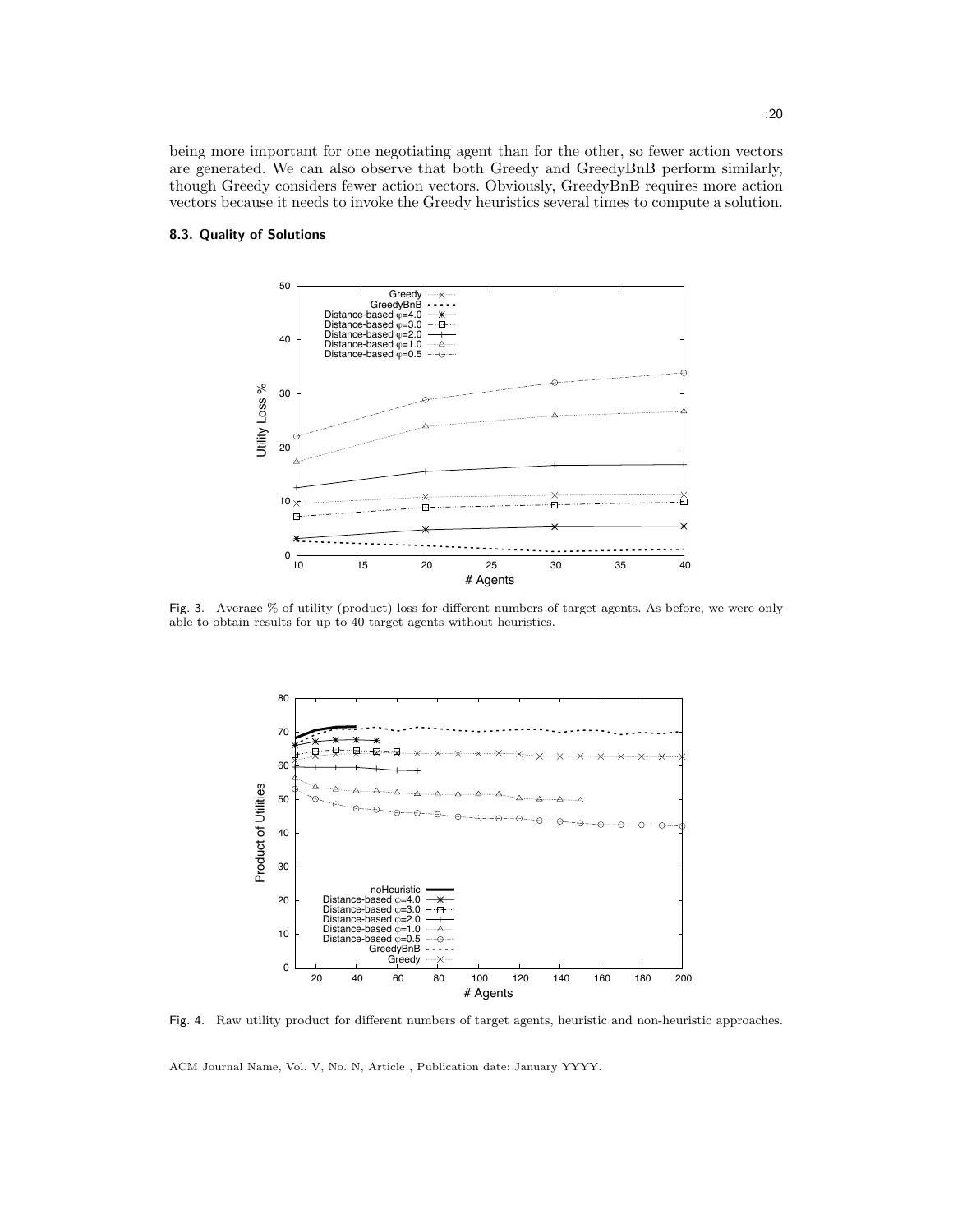being more important for one negotiating agent than for the other, so fewer action vectors are generated. We can also observe that both Greedy and GreedyBnB perform similarly, though Greedy considers fewer action vectors. Obviously, GreedyBnB requires more action vectors because it needs to invoke the Greedy heuristics several times to compute a solution.

### 8.3. Quality of Solutions

Fig. 3. Average % of utility (product) loss for different numbers of target agents. As before, we were only able to obtain results for up to 40 target agents without heuristics.

Fig. 4. Raw utility product for different numbers of target agents, heuristic and non-heuristic approaches.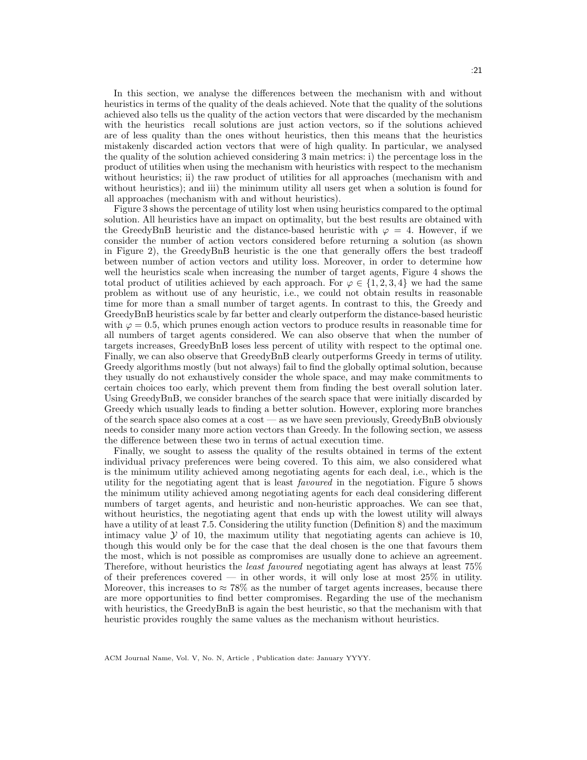In this section, we analyse the differences between the mechanism with and without heuristics in terms of the quality of the deals achieved. Note that the quality of the solutions achieved also tells us the quality of the action vectors that were discarded by the mechanism with the heuristics recall solutions are just action vectors, so if the solutions achieved are of less quality than the ones without heuristics, then this means that the heuristics mistakenly discarded action vectors that were of high quality. In particular, we analysed the quality of the solution achieved considering 3 main metrics: i) the percentage loss in the product of utilities when using the mechanism with heuristics with respect to the mechanism without heuristics; ii) the raw product of utilities for all approaches (mechanism with and without heuristics); and iii) the minimum utility all users get when a solution is found for all approaches (mechanism with and without heuristics).

Figure 3 shows the percentage of utility lost when using heuristics compared to the optimal solution. All heuristics have an impact on optimality, but the best results are obtained with the GreedyBnB heuristic and the distance-based heuristic with $\varphi = 4$. However, if we consider the number of action vectors considered before returning a solution (as shown in Figure 2), the GreedyBnB heuristic is the one that generally offers the best tradeoff between number of action vectors and utility loss. Moreover, in order to determine how well the heuristics scale when increasing the number of target agents, Figure 4 shows the total product of utilities achieved by each approach. For $\varphi \in \{1, 2, 3, 4\}$ we had the same problem as without use of any heuristic, i.e., we could not obtain results in reasonable time for more than a small number of target agents. In contrast to this, the Greedy and GreedyBnB heuristics scale by far better and clearly outperform the distance-based heuristic with $\varphi = 0.5$, which prunes enough action vectors to produce results in reasonable time for all numbers of target agents considered. We can also observe that when the number of targets increases, GreedyBnB loses less percent of utility with respect to the optimal one. Finally, we can also observe that GreedyBnB clearly outperforms Greedy in terms of utility. Greedy algorithms mostly (but not always) fail to find the globally optimal solution, because they usually do not exhaustively consider the whole space, and may make commitments to certain choices too early, which prevent them from finding the best overall solution later. Using GreedyBnB, we consider branches of the search space that were initially discarded by Greedy which usually leads to finding a better solution. However, exploring more branches of the search space also comes at a cost — as we have seen previously, GreedyBnB obviously needs to consider many more action vectors than Greedy. In the following section, we assess the difference between these two in terms of actual execution time.

Finally, we sought to assess the quality of the results obtained in terms of the extent individual privacy preferences were being covered. To this aim, we also considered what is the minimum utility achieved among negotiating agents for each deal, i.e., which is the utility for the negotiating agent that is least *favoured* in the negotiation. Figure 5 shows the minimum utility achieved among negotiating agents for each deal considering different numbers of target agents, and heuristic and non-heuristic approaches. We can see that, without heuristics, the negotiating agent that ends up with the lowest utility will always have a utility of at least 7.5. Considering the utility function (Definition 8) and the maximum intimacy value $\mathcal{Y}$ of 10, the maximum utility that negotiating agents can achieve is 10, though this would only be for the case that the deal chosen is the one that favours them the most, which is not possible as compromises are usually done to achieve an agreement. Therefore, without heuristics the *least favoured* negotiating agent has always at least 75% of their preferences covered — in other words, it will only lose at most 25% in utility. Moreover, this increases to $\approx 78\%$ as the number of target agents increases, because there are more opportunities to find better compromises. Regarding the use of the mechanism with heuristics, the GreedyBnB is again the best heuristic, so that the mechanism with that heuristic provides roughly the same values as the mechanism without heuristics.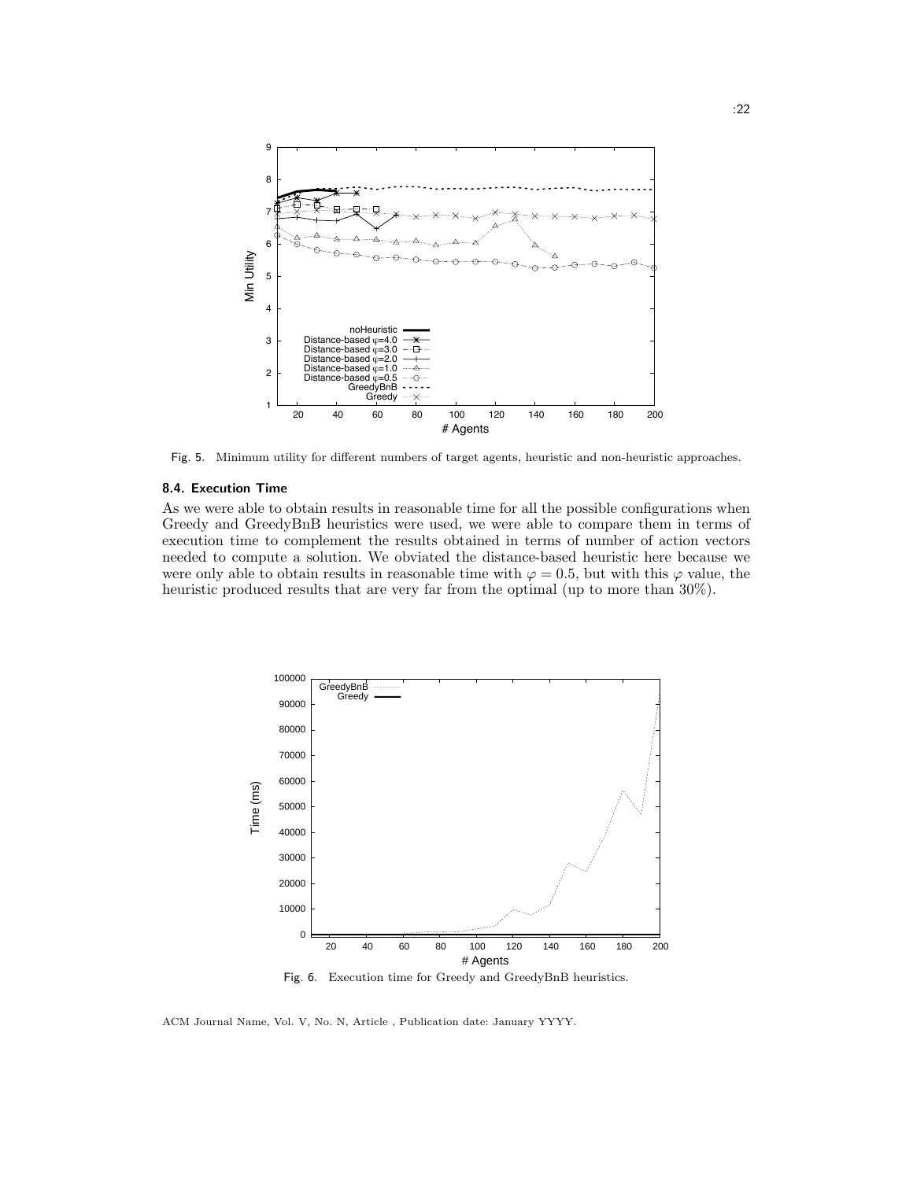Fig. 5. Minimum utility for different numbers of target agents, heuristic and non-heuristic approaches.

### 8.4. Execution Time

As we were able to obtain results in reasonable time for all the possible configurations when Greedy and GreedyBnB heuristics were used, we were able to compare them in terms of execution time to complement the results obtained in terms of number of action vectors needed to compute a solution. We obviated the distance-based heuristic here because we were only able to obtain results in reasonable time with $\varphi = 0.5$, but with this $\varphi$ value, the heuristic produced results that are very far from the optimal (up to more than 30%).

Fig. 6. Execution time for Greedy and GreedyBnB heuristics.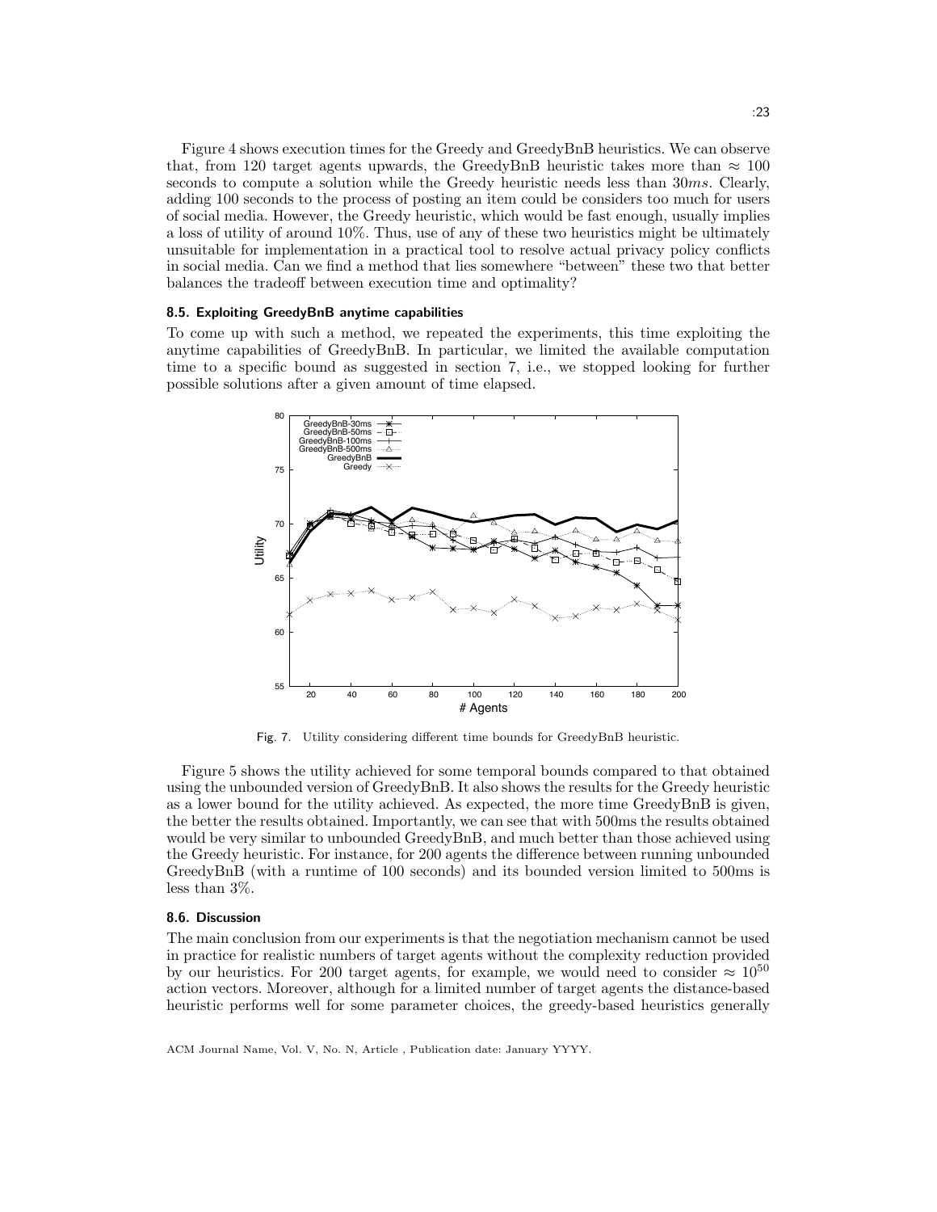Figure 4 shows execution times for the Greedy and GreedyBnB heuristics. We can observe that, from 120 target agents upwards, the GreedyBnB heuristic takes more than $\approx 100$ seconds to compute a solution while the Greedy heuristic needs less than $30ms$. Clearly, adding 100 seconds to the process of posting an item could be considers too much for users of social media. However, the Greedy heuristic, which would be fast enough, usually implies a loss of utility of around 10%. Thus, use of any of these two heuristics might be ultimately unsuitable for implementation in a practical tool to resolve actual privacy policy conflicts in social media. Can we find a method that lies somewhere "between" these two that better balances the tradeoff between execution time and optimality?

### 8.5. Exploiting GreedyBnB anytime capabilities

To come up with such a method, we repeated the experiments, this time exploiting the anytime capabilities of GreedyBnB. In particular, we limited the available computation time to a specific bound as suggested in section 7, i.e., we stopped looking for further possible solutions after a given amount of time elapsed.

Fig. 7. Utility considering different time bounds for GreedyBnB heuristic.

Figure 5 shows the utility achieved for some temporal bounds compared to that obtained using the unbounded version of GreedyBnB. It also shows the results for the Greedy heuristic as a lower bound for the utility achieved. As expected, the more time GreedyBnB is given, the better the results obtained. Importantly, we can see that with 500ms the results obtained would be very similar to unbounded GreedyBnB, and much better than those achieved using the Greedy heuristic. For instance, for 200 agents the difference between running unbounded GreedyBnB (with a runtime of 100 seconds) and its bounded version limited to 500ms is less than 3%.

### 8.6. Discussion

The main conclusion from our experiments is that the negotiation mechanism cannot be used in practice for realistic numbers of target agents without the complexity reduction provided by our heuristics. For 200 target agents, for example, we would need to consider $\approx 10^{50}$ action vectors. Moreover, although for a limited number of target agents the distance-based heuristic performs well for some parameter choices, the greedy-based heuristics generally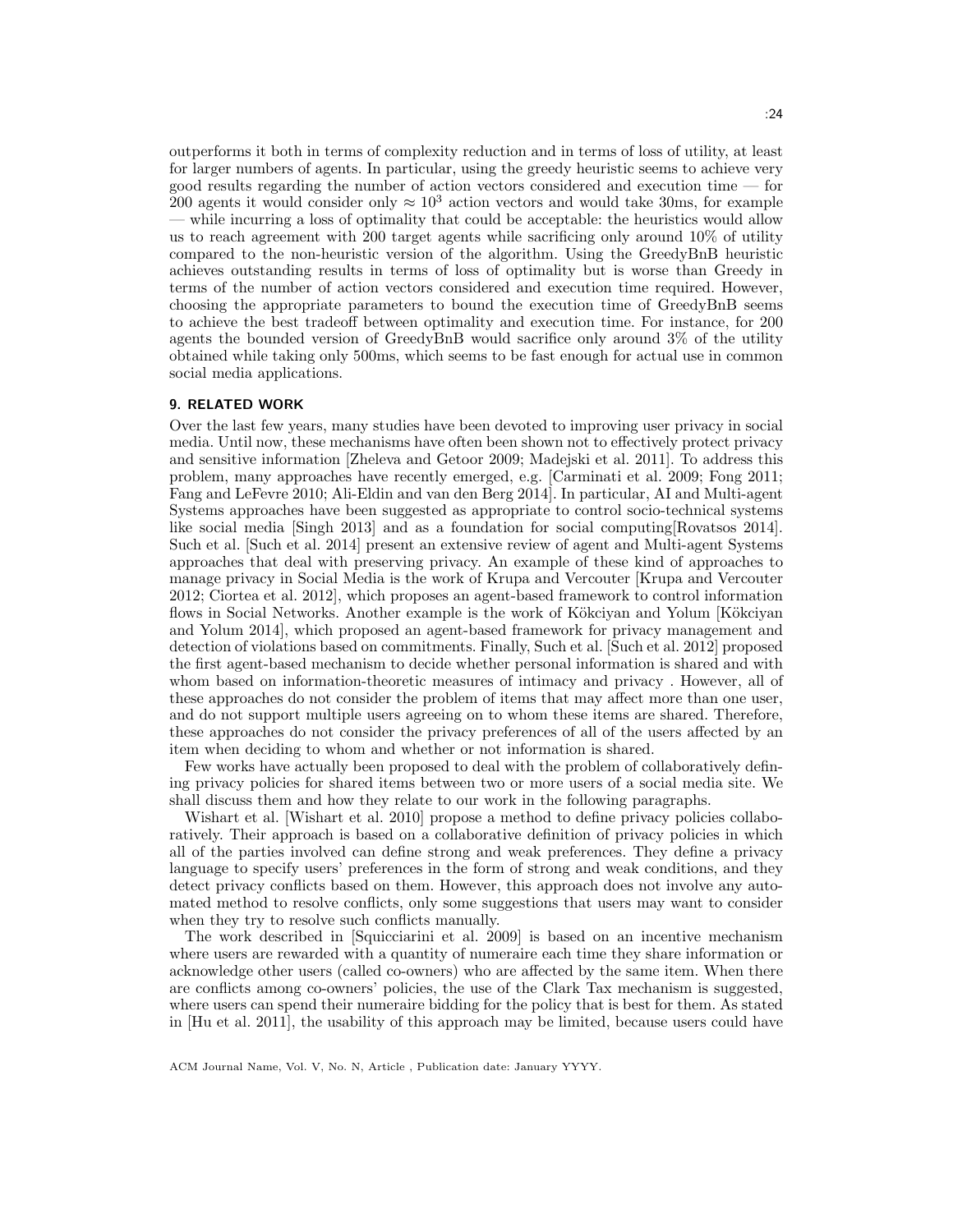outperforms it both in terms of complexity reduction and in terms of loss of utility, at least for larger numbers of agents. In particular, using the greedy heuristic seems to achieve very good results regarding the number of action vectors considered and execution time — for 200 agents it would consider only $\approx 10^3$ action vectors and would take 30ms, for example — while incurring a loss of optimality that could be acceptable: the heuristics would allow us to reach agreement with 200 target agents while sacrificing only around 10% of utility compared to the non-heuristic version of the algorithm. Using the GreedyBnB heuristic achieves outstanding results in terms of loss of optimality but is worse than Greedy in terms of the number of action vectors considered and execution time required. However, choosing the appropriate parameters to bound the execution time of GreedyBnB seems to achieve the best tradeoff between optimality and execution time. For instance, for 200 agents the bounded version of GreedyBnB would sacrifice only around 3% of the utility obtained while taking only 500ms, which seems to be fast enough for actual use in common social media applications.

## 9. RELATED WORK

Over the last few years, many studies have been devoted to improving user privacy in social media. Until now, these mechanisms have often been shown not to effectively protect privacy and sensitive information [Zheleva and Getoor 2009; Madejski et al. 2011]. To address this problem, many approaches have recently emerged, e.g. [Carminati et al. 2009; Fong 2011; Fang and LeFevre 2010; Ali-Eldin and van den Berg 2014]. In particular, AI and Multi-agent Systems approaches have been suggested as appropriate to control socio-technical systems like social media [Singh 2013] and as a foundation for social computing[Rovatsos 2014]. Such et al. [Such et al. 2014] present an extensive review of agent and Multi-agent Systems approaches that deal with preserving privacy. An example of these kind of approaches to manage privacy in Social Media is the work of Krupa and Vercouter [Krupa and Vercouter 2012; Ciortea et al. 2012], which proposes an agent-based framework to control information flows in Social Networks. Another example is the work of Kökciyan and Yolum [Kökciyan and Yolum 2014], which proposed an agent-based framework for privacy management and detection of violations based on commitments. Finally, Such et al. [Such et al. 2012] proposed the first agent-based mechanism to decide whether personal information is shared and with whom based on information-theoretic measures of intimacy and privacy . However, all of these approaches do not consider the problem of items that may affect more than one user, and do not support multiple users agreeing on to whom these items are shared. Therefore, these approaches do not consider the privacy preferences of all of the users affected by an item when deciding to whom and whether or not information is shared.

Few works have actually been proposed to deal with the problem of collaboratively defining privacy policies for shared items between two or more users of a social media site. We shall discuss them and how they relate to our work in the following paragraphs.

Wishart et al. [Wishart et al. 2010] propose a method to define privacy policies collaboratively. Their approach is based on a collaborative definition of privacy policies in which all of the parties involved can define strong and weak preferences. They define a privacy language to specify users' preferences in the form of strong and weak conditions, and they detect privacy conflicts based on them. However, this approach does not involve any automated method to resolve conflicts, only some suggestions that users may want to consider when they try to resolve such conflicts manually.

The work described in [Squicciarini et al. 2009] is based on an incentive mechanism where users are rewarded with a quantity of numeraire each time they share information or acknowledge other users (called co-owners) who are affected by the same item. When there are conflicts among co-owners' policies, the use of the Clark Tax mechanism is suggested, where users can spend their numeraire bidding for the policy that is best for them. As stated in [Hu et al. 2011], the usability of this approach may be limited, because users could have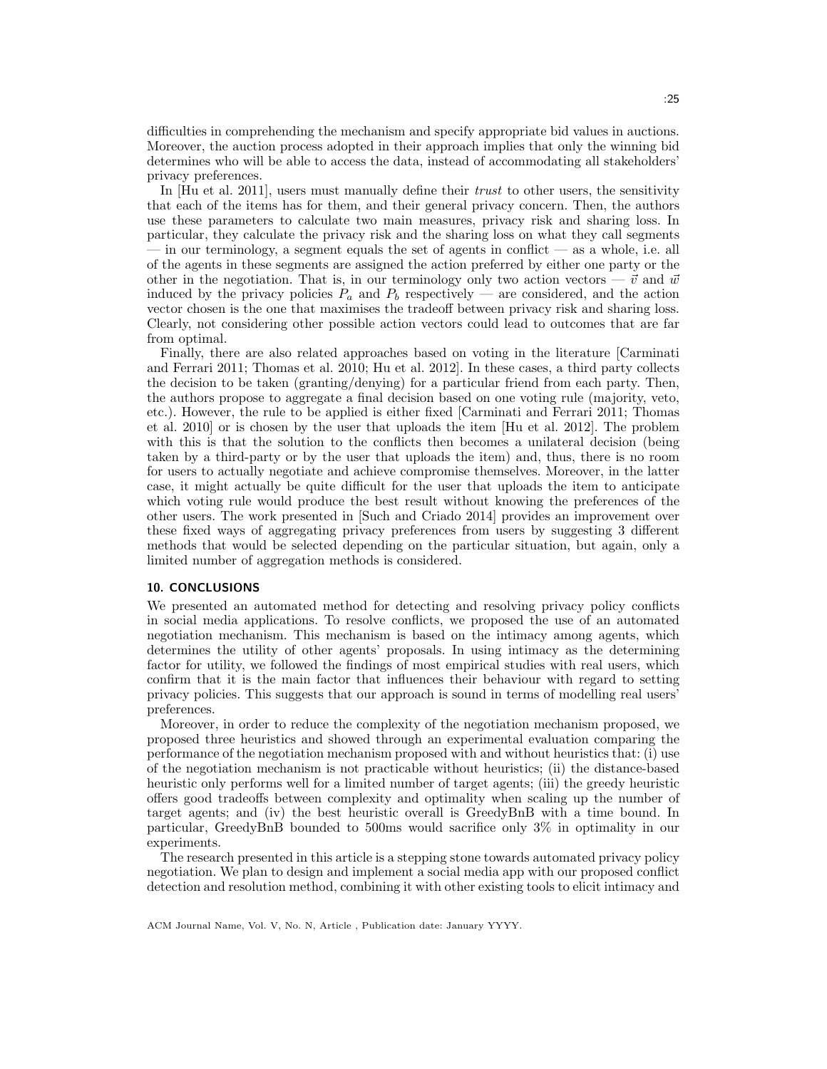difficulties in comprehending the mechanism and specify appropriate bid values in auctions. Moreover, the auction process adopted in their approach implies that only the winning bid determines who will be able to access the data, instead of accommodating all stakeholders' privacy preferences.

In [Hu et al. 2011], users must manually define their *trust* to other users, the sensitivity that each of the items has for them, and their general privacy concern. Then, the authors use these parameters to calculate two main measures, privacy risk and sharing loss. In particular, they calculate the privacy risk and the sharing loss on what they call segments — in our terminology, a segment equals the set of agents in conflict — as a whole, i.e. all of the agents in these segments are assigned the action preferred by either one party or the other in the negotiation. That is, in our terminology only two action vectors — $\vec{v}$ and $\vec{w}$ induced by the privacy policies $P_a$ and $P_b$ respectively — are considered, and the action vector chosen is the one that maximises the tradeoff between privacy risk and sharing loss. Clearly, not considering other possible action vectors could lead to outcomes that are far from optimal.

Finally, there are also related approaches based on voting in the literature [Carminati and Ferrari 2011; Thomas et al. 2010; Hu et al. 2012]. In these cases, a third party collects the decision to be taken (granting/denying) for a particular friend from each party. Then, the authors propose to aggregate a final decision based on one voting rule (majority, veto, etc.). However, the rule to be applied is either fixed [Carminati and Ferrari 2011; Thomas et al. 2010] or is chosen by the user that uploads the item [Hu et al. 2012]. The problem with this is that the solution to the conflicts then becomes a unilateral decision (being taken by a third-party or by the user that uploads the item) and, thus, there is no room for users to actually negotiate and achieve compromise themselves. Moreover, in the latter case, it might actually be quite difficult for the user that uploads the item to anticipate which voting rule would produce the best result without knowing the preferences of the other users. The work presented in [Such and Criado 2014] provides an improvement over these fixed ways of aggregating privacy preferences from users by suggesting 3 different methods that would be selected depending on the particular situation, but again, only a limited number of aggregation methods is considered.

## 10. CONCLUSIONS

We presented an automated method for detecting and resolving privacy policy conflicts in social media applications. To resolve conflicts, we proposed the use of an automated negotiation mechanism. This mechanism is based on the intimacy among agents, which determines the utility of other agents' proposals. In using intimacy as the determining factor for utility, we followed the findings of most empirical studies with real users, which confirm that it is the main factor that influences their behaviour with regard to setting privacy policies. This suggests that our approach is sound in terms of modelling real users' preferences.

Moreover, in order to reduce the complexity of the negotiation mechanism proposed, we proposed three heuristics and showed through an experimental evaluation comparing the performance of the negotiation mechanism proposed with and without heuristics that: (i) use of the negotiation mechanism is not practicable without heuristics; (ii) the distance-based heuristic only performs well for a limited number of target agents; (iii) the greedy heuristic offers good tradeoffs between complexity and optimality when scaling up the number of target agents; and (iv) the best heuristic overall is GreedyBnB with a time bound. In particular, GreedyBnB bounded to 500ms would sacrifice only 3% in optimality in our experiments.

The research presented in this article is a stepping stone towards automated privacy policy negotiation. We plan to design and implement a social media app with our proposed conflict detection and resolution method, combining it with other existing tools to elicit intimacy and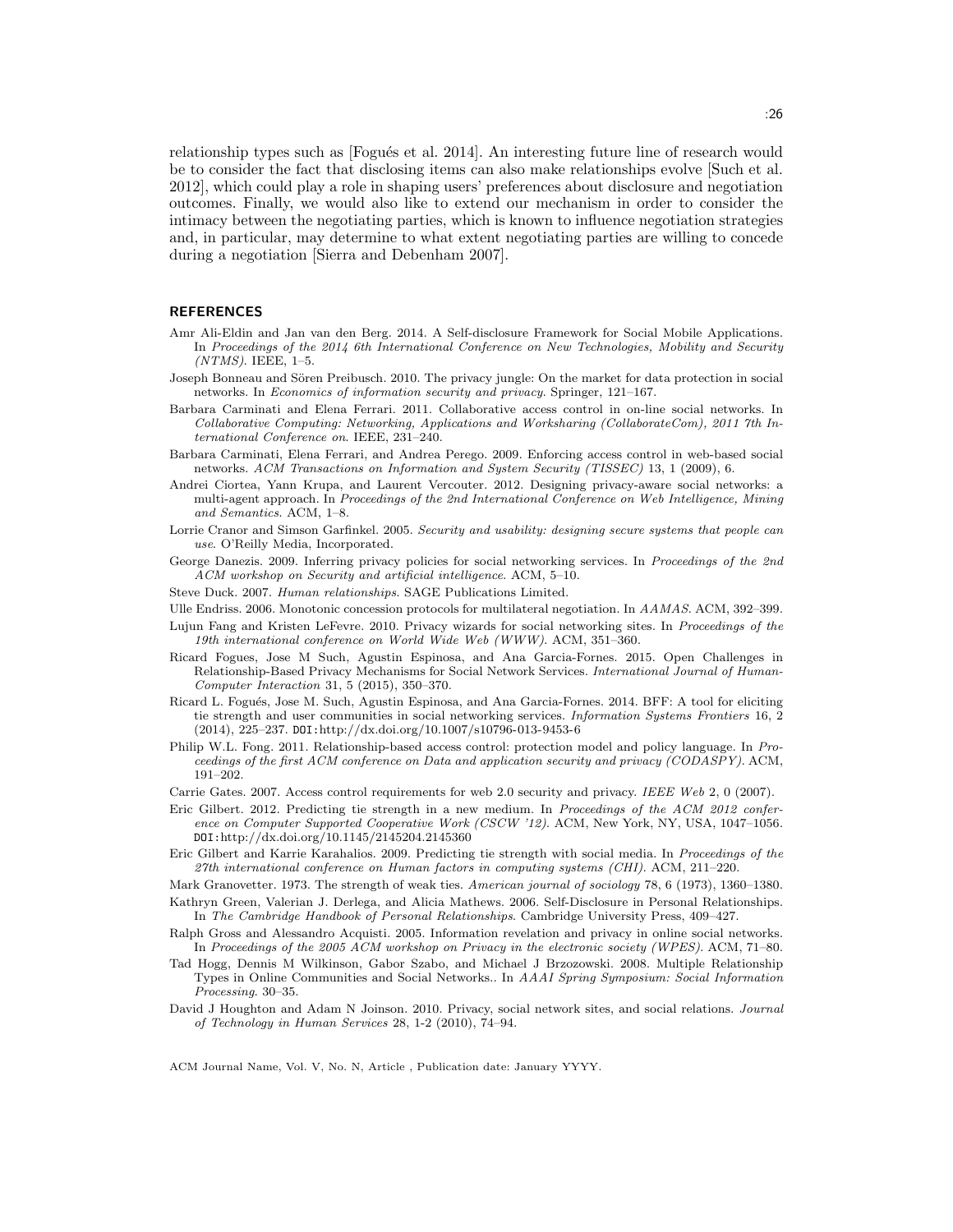relationship types such as [Fogués et al. 2014]. An interesting future line of research would be to consider the fact that disclosing items can also make relationships evolve [Such et al. 2012], which could play a role in shaping users' preferences about disclosure and negotiation outcomes. Finally, we would also like to extend our mechanism in order to consider the intimacy between the negotiating parties, which is known to influence negotiation strategies and, in particular, may determine to what extent negotiating parties are willing to concede during a negotiation [Sierra and Debenham 2007].

## REFERENCES

Amr Ali-Eldin and Jan van den Berg. 2014. A Self-disclosure Framework for Social Mobile Applications. In *Proceedings of the 2014 6th International Conference on New Technologies, Mobility and Security (NTMS)*. IEEE, 1–5.

Joseph Bonneau and Sören Preibusch. 2010. The privacy jungle: On the market for data protection in social networks. In *Economics of information security and privacy*. Springer, 121–167.

Barbara Carminati and Elena Ferrari. 2011. Collaborative access control in on-line social networks. In *Collaborative Computing: Networking, Applications and Worksharing (CollaborateCom), 2011 7th International Conference on*. IEEE, 231–240.

Barbara Carminati, Elena Ferrari, and Andrea Perego. 2009. Enforcing access control in web-based social networks. *ACM Transactions on Information and System Security (TISSEC)* 13, 1 (2009), 6.

Andrei Ciortea, Yann Krupa, and Laurent Vercouter. 2012. Designing privacy-aware social networks: a multi-agent approach. In *Proceedings of the 2nd International Conference on Web Intelligence, Mining and Semantics*. ACM, 1–8.

Lorrie Cranor and Simson Garfinkel. 2005. *Security and usability: designing secure systems that people can use*. O'Reilly Media, Incorporated.

George Danezis. 2009. Inferring privacy policies for social networking services. In *Proceedings of the 2nd ACM workshop on Security and artificial intelligence*. ACM, 5–10.

Steve Duck. 2007. *Human relationships*. SAGE Publications Limited.

Ulle Endriss. 2006. Monotonic concession protocols for multilateral negotiation. In *AAMAS*. ACM, 392–399.

Lujun Fang and Kristen LeFevre. 2010. Privacy wizards for social networking sites. In *Proceedings of the 19th international conference on World Wide Web (WWW)*. ACM, 351–360.

Ricard Fogues, Jose M Such, Agustin Espinosa, and Ana Garcia-Fornes. 2015. Open Challenges in Relationship-Based Privacy Mechanisms for Social Network Services. *International Journal of Human-Computer Interaction* 31, 5 (2015), 350–370.

Ricard L. Fogués, Jose M. Such, Agustin Espinosa, and Ana Garcia-Fornes. 2014. BFF: A tool for eliciting tie strength and user communities in social networking services. *Information Systems Frontiers* 16, 2 (2014), 225–237. DOI:http://dx.doi.org/10.1007/s10796-013-9453-6

Philip W.L. Fong. 2011. Relationship-based access control: protection model and policy language. In *Proceedings of the first ACM conference on Data and application security and privacy (CODASPY)*. ACM, 191–202.

Carrie Gates. 2007. Access control requirements for web 2.0 security and privacy. *IEEE Web* 2, 0 (2007).

Eric Gilbert. 2012. Predicting tie strength in a new medium. In *Proceedings of the ACM 2012 conference on Computer Supported Cooperative Work (CSCW '12)*. ACM, New York, NY, USA, 1047–1056. DOI:http://dx.doi.org/10.1145/2145204.2145360

Eric Gilbert and Karrie Karahalios. 2009. Predicting tie strength with social media. In *Proceedings of the 27th international conference on Human factors in computing systems (CHI)*. ACM, 211–220.

Mark Granovetter. 1973. The strength of weak ties. *American journal of sociology* 78, 6 (1973), 1360–1380.

Kathryn Green, Valerian J. Derlega, and Alicia Mathews. 2006. Self-Disclosure in Personal Relationships. In *The Cambridge Handbook of Personal Relationships*. Cambridge University Press, 409–427.

Ralph Gross and Alessandro Acquisti. 2005. Information revelation and privacy in online social networks. In *Proceedings of the 2005 ACM workshop on Privacy in the electronic society (WPES)*. ACM, 71–80.

Tad Hogg, Dennis M Wilkinson, Gabor Szabo, and Michael J Brzozowski. 2008. Multiple Relationship Types in Online Communities and Social Networks.. In *AAAI Spring Symposium: Social Information Processing*. 30–35.

David J Houghton and Adam N Joinson. 2010. Privacy, social network sites, and social relations. *Journal of Technology in Human Services* 28, 1-2 (2010), 74–94.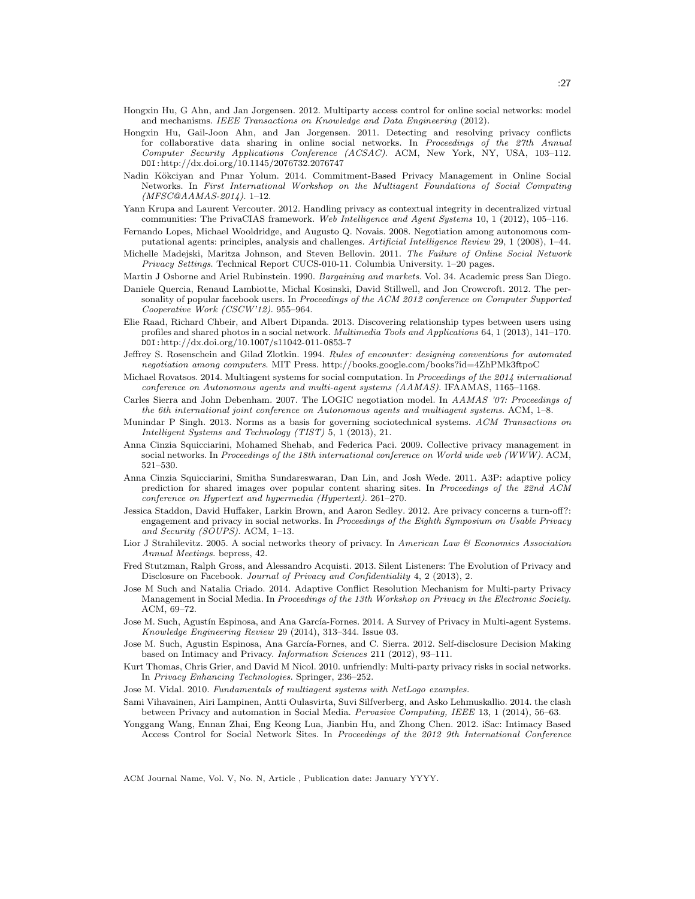Hongxin Hu, G Ahn, and Jan Jorgensen. 2012. Multiparty access control for online social networks: model and mechanisms. *IEEE Transactions on Knowledge and Data Engineering* (2012).

Hongxin Hu, Gail-Joon Ahn, and Jan Jorgensen. 2011. Detecting and resolving privacy conflicts for collaborative data sharing in online social networks. In *Proceedings of the 27th Annual Computer Security Applications Conference (ACSAC)*. ACM, New York, NY, USA, 103–112. DOI:http://dx.doi.org/10.1145/2076732.2076747

Nadin Kökciyan and Pınar Yolum. 2014. Commitment-Based Privacy Management in Online Social Networks. In *First International Workshop on the Multiagent Foundations of Social Computing (MFSC@AAMAS-2014)*. 1–12.

Yann Krupa and Laurent Vercouter. 2012. Handling privacy as contextual integrity in decentralized virtual communities: The PrivaCIAS framework. *Web Intelligence and Agent Systems* 10, 1 (2012), 105–116.

Fernando Lopes, Michael Wooldridge, and Augusto Q. Novais. 2008. Negotiation among autonomous computational agents: principles, analysis and challenges. *Artificial Intelligence Review* 29, 1 (2008), 1–44.

Michelle Madejski, Maritza Johnson, and Steven Bellovin. 2011. *The Failure of Online Social Network Privacy Settings*. Technical Report CUCS-010-11. Columbia University. 1–20 pages.

Martin J Osborne and Ariel Rubinstein. 1990. *Bargaining and markets*. Vol. 34. Academic press San Diego.

Daniele Quercia, Renaud Lambiotte, Michal Kosinski, David Stillwell, and Jon Crowcroft. 2012. The personality of popular facebook users. In *Proceedings of the ACM 2012 conference on Computer Supported Cooperative Work (CSCW'12)*. 955–964.

Elie Raad, Richard Chbeir, and Albert Dipanda. 2013. Discovering relationship types between users using profiles and shared photos in a social network. *Multimedia Tools and Applications* 64, 1 (2013), 141–170. DOI:http://dx.doi.org/10.1007/s11042-011-0853-7

Jeffrey S. Rosenschein and Gilad Zlotkin. 1994. *Rules of encounter: designing conventions for automated negotiation among computers*. MIT Press. http://books.google.com/books?id=4ZhPMk3ftpoC

Michael Rovatsos. 2014. Multiagent systems for social computation. In *Proceedings of the 2014 international conference on Autonomous agents and multi-agent systems (AAMAS)*. IFAAMAS, 1165–1168.

Carles Sierra and John Debenham. 2007. The LOGIC negotiation model. In *AAMAS '07: Proceedings of the 6th international joint conference on Autonomous agents and multiagent systems*. ACM, 1–8.

Munindar P Singh. 2013. Norms as a basis for governing sociotechnical systems. *ACM Transactions on Intelligent Systems and Technology (TIST)* 5, 1 (2013), 21.

Anna Cinzia Squicciarini, Mohamed Shehab, and Federica Paci. 2009. Collective privacy management in social networks. In *Proceedings of the 18th international conference on World wide web (WWW)*. ACM, 521–530.

Anna Cinzia Squicciarini, Smitha Sundareswaran, Dan Lin, and Josh Wede. 2011. A3P: adaptive policy prediction for shared images over popular content sharing sites. In *Proceedings of the 22nd ACM conference on Hypertext and hypermedia (Hypertext)*. 261–270.

Jessica Staddon, David Huffaker, Larkin Brown, and Aaron Sedley. 2012. Are privacy concerns a turn-off?: engagement and privacy in social networks. In *Proceedings of the Eighth Symposium on Usable Privacy and Security (SOUPS)*. ACM, 1–13.

Lior J Strahilevitz. 2005. A social networks theory of privacy. In *American Law & Economics Association Annual Meetings*. bepress, 42.

Fred Stutzman, Ralph Gross, and Alessandro Acquisti. 2013. Silent Listeners: The Evolution of Privacy and Disclosure on Facebook. *Journal of Privacy and Confidentiality* 4, 2 (2013), 2.

Jose M Such and Natalia Criado. 2014. Adaptive Conflict Resolution Mechanism for Multi-party Privacy Management in Social Media. In *Proceedings of the 13th Workshop on Privacy in the Electronic Society*. ACM, 69–72.

Jose M. Such, Agustín Espinosa, and Ana García-Fornes. 2014. A Survey of Privacy in Multi-agent Systems. *Knowledge Engineering Review* 29 (2014), 313–344. Issue 03.

Jose M. Such, Agustin Espinosa, Ana García-Fornes, and C. Sierra. 2012. Self-disclosure Decision Making based on Intimacy and Privacy. *Information Sciences* 211 (2012), 93–111.

Kurt Thomas, Chris Grier, and David M Nicol. 2010. unfriendly: Multi-party privacy risks in social networks. In *Privacy Enhancing Technologies*. Springer, 236–252.

Jose M. Vidal. 2010. *Fundamentals of multiagent systems with NetLogo examples.*

Sami Vihavainen, Airi Lampinen, Antti Oulasvirta, Suvi Silfverberg, and Asko Lehmuskallio. 2014. the clash between Privacy and automation in Social Media. *Pervasive Computing, IEEE* 13, 1 (2014), 56–63.

Yonggang Wang, Ennan Zhai, Eng Keong Lua, Jianbin Hu, and Zhong Chen. 2012. iSac: Intimacy Based Access Control for Social Network Sites. In *Proceedings of the 2012 9th International Conference*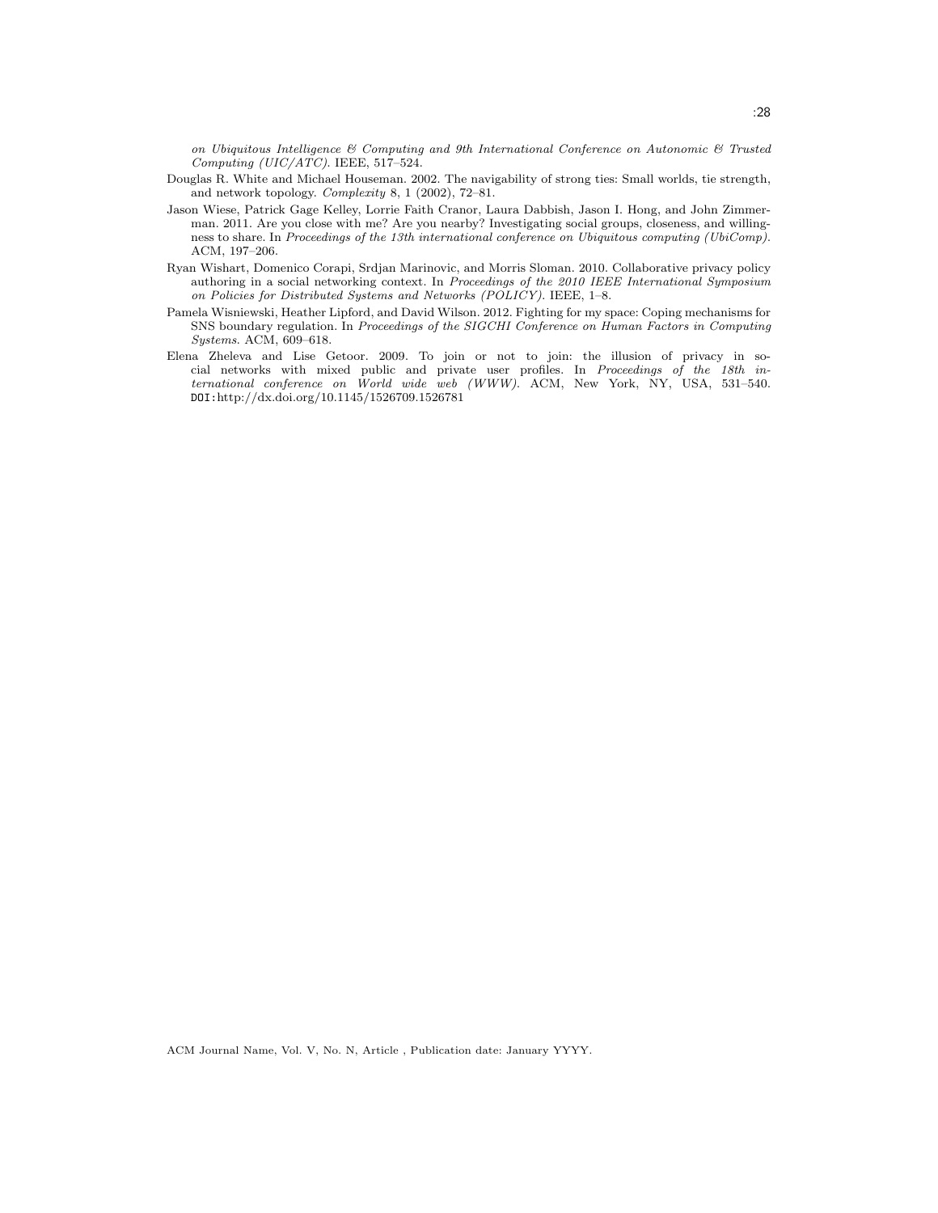*on Ubiquitous Intelligence & Computing and 9th International Conference on Autonomic & Trusted Computing (UIC/ATC)*. IEEE, 517–524.

Douglas R. White and Michael Houseman. 2002. The navigability of strong ties: Small worlds, tie strength, and network topology. *Complexity* 8, 1 (2002), 72–81.

Jason Wiese, Patrick Gage Kelley, Lorrie Faith Cranor, Laura Dabbish, Jason I. Hong, and John Zimmerman. 2011. Are you close with me? Are you nearby? Investigating social groups, closeness, and willingness to share. In *Proceedings of the 13th international conference on Ubiquitous computing (UbiComp)*. ACM, 197–206.

Ryan Wishart, Domenico Corapi, Srdjan Marinovic, and Morris Sloman. 2010. Collaborative privacy policy authoring in a social networking context. In *Proceedings of the 2010 IEEE International Symposium on Policies for Distributed Systems and Networks (POLICY)*. IEEE, 1–8.

Pamela Wisniewski, Heather Lipford, and David Wilson. 2012. Fighting for my space: Coping mechanisms for SNS boundary regulation. In *Proceedings of the SIGCHI Conference on Human Factors in Computing Systems*. ACM, 609–618.

Elena Zheleva and Lise Getoor. 2009. To join or not to join: the illusion of privacy in social networks with mixed public and private user profiles. In *Proceedings of the 18th international conference on World wide web (WWW)*. ACM, New York, NY, USA, 531–540. DOI:http://dx.doi.org/10.1145/1526709.1526781